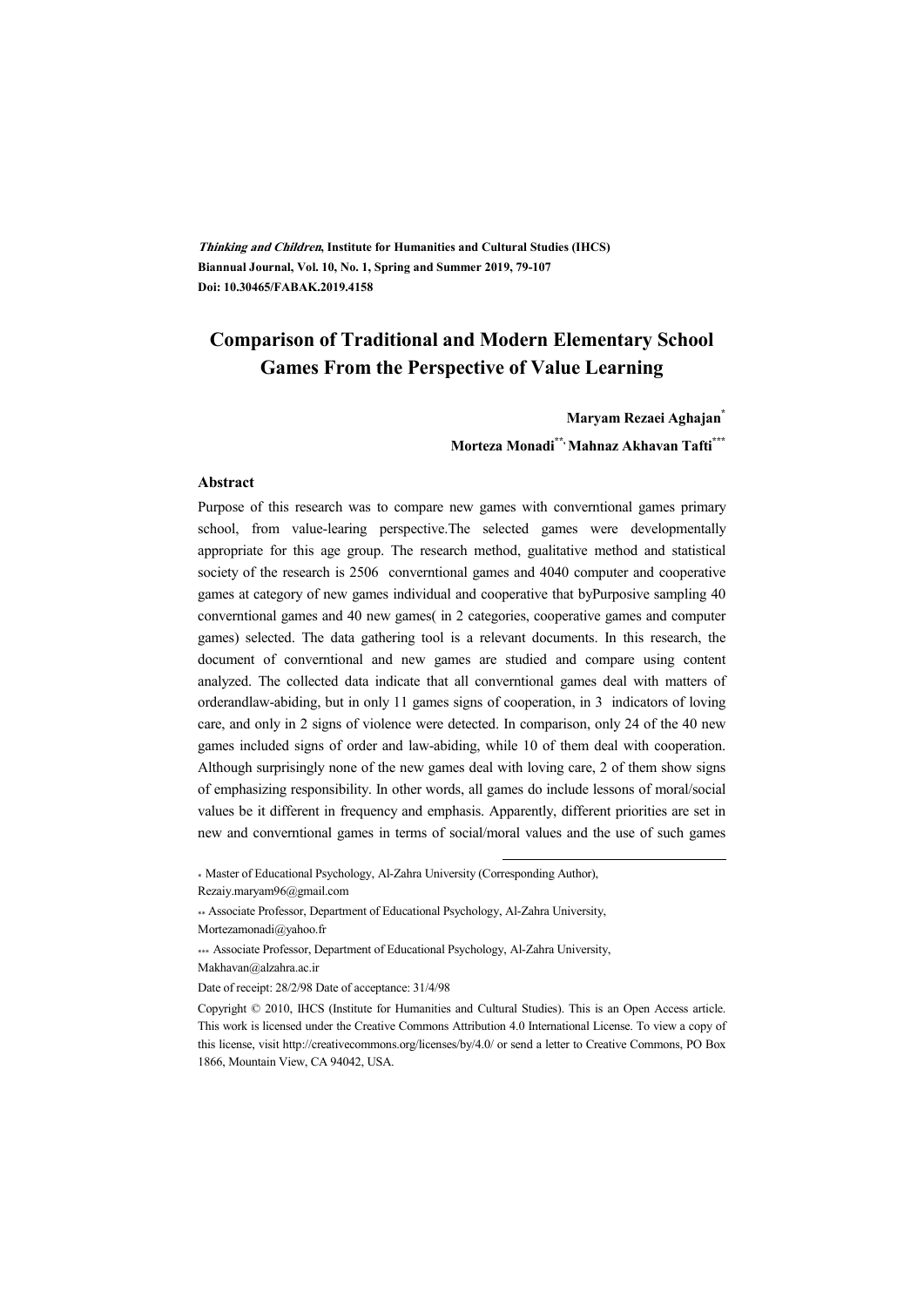*Thinking and Children*, Institute for Humanities and Cultural Studies (IHCS)
Biannual Journal, Vol. 10, No. 1, Spring and Summer 2019, 79-107
Doi: 10.30465/FABAK.2019.4158

# Comparison of Traditional and Modern Elementary School Games From the Perspective of Value Learning

**Maryam Rezaei Aghajan[*]**

**Morteza Monadi[**], Mahnaz Akhavan Tafti[***]**

## Abstract

Purpose of this research was to compare new games with converntional games primary school, from value-learing perspective.The selected games were developmentally appropriate for this age group. The research method, qualitative method and statistical society of the research is 2506 converntional games and 4040 computer and cooperative games at category of new games individual and cooperative that byPurposive sampling 40 converntional games and 40 new games( in 2 categories, cooperative games and computer games) selected. The data gathering tool is a relevant documents. In this research, the document of converntional and new games are studied and compare using content analyzed. The collected data indicate that all converntional games deal with matters of orderandlaw-abiding, but in only 11 games signs of cooperation, in 3 indicators of loving care, and only in 2 signs of violence were detected. In comparison, only 24 of the 40 new games included signs of order and law-abiding, while 10 of them deal with cooperation. Although surprisingly none of the new games deal with loving care, 2 of them show signs of emphasizing responsibility. In other words, all games do include lessons of moral/social values be it different in frequency and emphasis. Apparently, different priorities are set in new and converntional games in terms of social/moral values and the use of such games

---

[*] Master of Educational Psychology, Al-Zahra University (Corresponding Author), Rezaiy.maryam96@gmail.com

[**] Associate Professor, Department of Educational Psychology, Al-Zahra University, Mortezamonadi@yahoo.fr

[***] Associate Professor, Department of Educational Psychology, Al-Zahra University, Makhavan@alzahra.ac.ir

Date of receipt: 28/2/98 Date of acceptance: 31/4/98

Copyright © 2010, IHCS (Institute for Humanities and Cultural Studies). This is an Open Access article. This work is licensed under the Creative Commons Attribution 4.0 International License. To view a copy of this license, visit http://creativecommons.org/licenses/by/4.0/ or send a letter to Creative Commons, PO Box 1866, Mountain View, CA 94042, USA.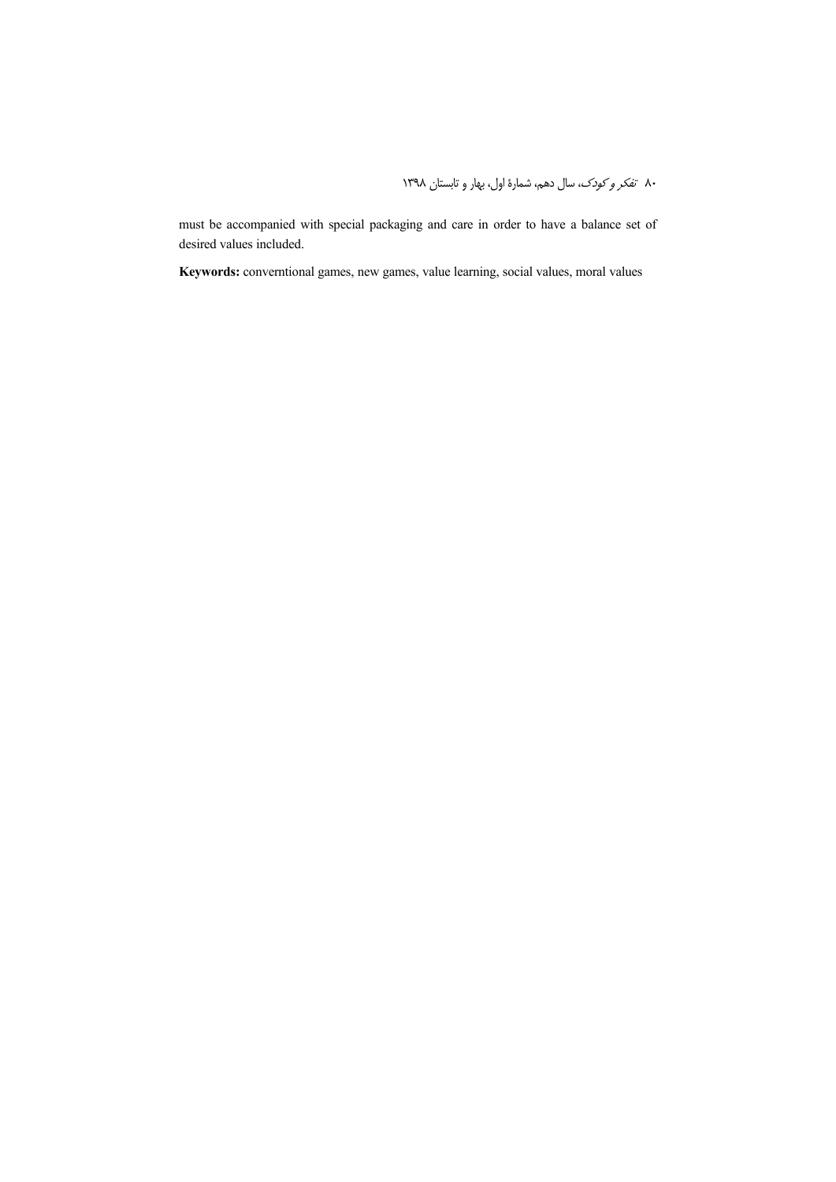must be accompanied with special packaging and care in order to have a balance set of desired values included.

**Keywords:** converntional games, new games, value learning, social values, moral values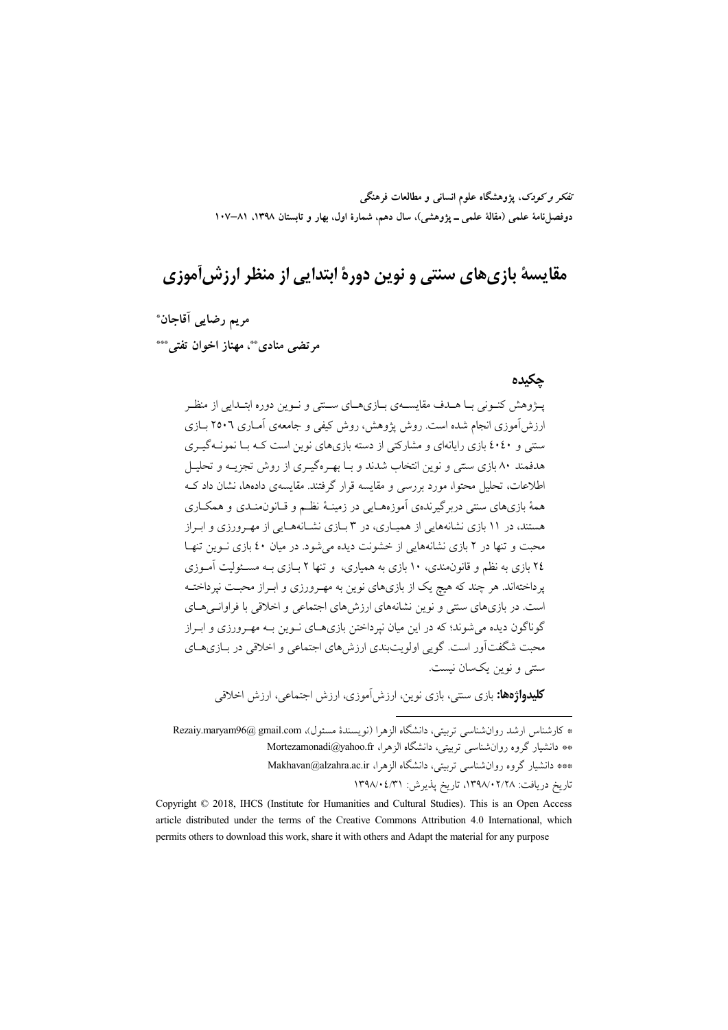*تفکر و کودک*، پژوهشگاه علوم انسانی و مطالعات فرهنگی
دوفصل‌نامهٔ علمی (مقالهٔ علمی ـ پژوهشی)، سال دهم، شمارهٔ اول، بهار و تابستان ۱۳۹۸، ۸۱–۱۰۷

# مقایسهٔ بازی‌های سنتی و نوین دورهٔ ابتدایی از منظر ارزش‌آموزی

**مریم رضایی آقاجان***

**مرتضی منادی**، مهناز اخوان تفتی*****

## چکیده

پژوهش کنونی با هدف مقایسه‌ی بازی‌های سنتی و نوین دوره ابتدایی از منظر ارزش‌آموزی انجام شده است. روش پژوهش، روش کیفی و جامعه‌ی آماری ۲۵۰۶ بازی سنتی و ۴۰۴۰ بازی رایانه‌ای و مشارکتی از دسته بازی‌های نوین است که با نمونه‌گیری هدفمند ۸۰ بازی سنتی و نوین انتخاب شدند و با بهره‌گیری از روش تجزیه و تحلیل اطلاعات، تحلیل محتوا، مورد بررسی و مقایسه قرار گرفتند. مقایسه‌ی داده‌ها، نشان داد که همهٔ بازی‌های سنتی دربرگیرنده‌ی آموزه‌هایی در زمینهٔ نظم و قانون‌مندی و همکاری هستند، در ۱۱ بازی نشانه‌هایی از همیاری، در ۳ بازی نشانه‌هایی از مهرورزی و ابراز محبت و تنها در ۲ بازی نشانه‌هایی از خشونت دیده می‌شود. در میان ۴۰ بازی نوین تنها ۲۴ بازی به نظم و قانون‌مندی، ۱۰ بازی به همیاری، و تنها ۲ بازی به مسئولیت آموزی پرداخته‌اند. هر چند که هیچ یک از بازی‌های نوین به مهرورزی و ابراز محبت نپرداخته است. در بازی‌های سنتی و نوین نشانه‌های ارزش‌های اجتماعی و اخلاقی با فراوانی‌های گوناگون دیده می‌شوند؛ که در این میان نپرداختن بازی‌های نوین به مهرورزی و ابراز محبت شگفت‌آور است. گویی اولویت‌بندی ارزش‌های اجتماعی و اخلاقی در بازی‌های سنتی و نوین یک‌سان نیست.

**کلیدواژه‌ها:** بازی سنتی، بازی نوین، ارزش‌آموزی، ارزش اجتماعی، ارزش اخلاقی

---

* کارشناس ارشد روان‌شناسی تربیتی، دانشگاه الزهرا (نویسندهٔ مسئول)، Rezaiy.maryam96@gmail.com

** دانشیار گروه روان‌شناسی تربیتی، دانشگاه الزهرا، Mortezamonadi@yahoo.fr

*** دانشیار گروه روان‌شناسی تربیتی، دانشگاه الزهرا، Makhavan@alzahra.ac.ir

تاریخ دریافت: ۱۳۹۸/۰۲/۲۸، تاریخ پذیرش: ۱۳۹۸/۰۴/۳۱

Copyright © 2018, IHCS (Institute for Humanities and Cultural Studies). This is an Open Access article distributed under the terms of the Creative Commons Attribution 4.0 International, which permits others to download this work, share it with others and Adapt the material for any purpose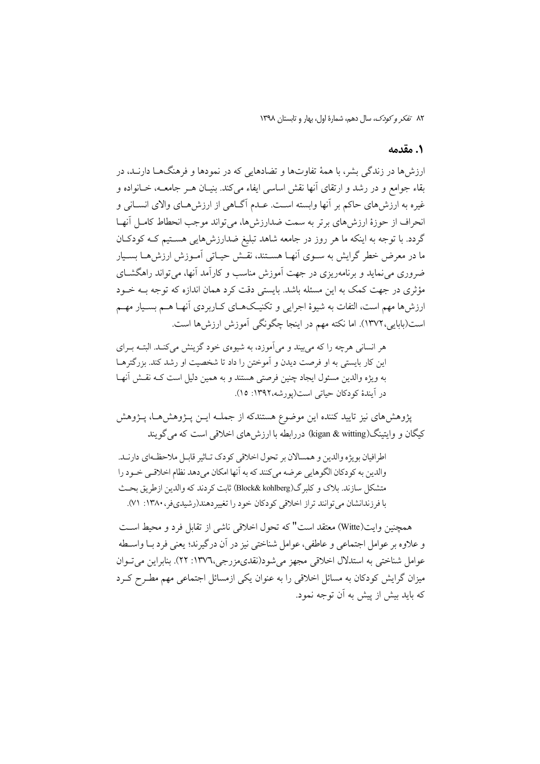## ۱. مقدمه

ارزش‌ها در زندگی بشر، با همهٔ تفاوت‌ها و تضادهایی که در نمودها و فرهنگ‌ها دارند، در بقاء جوامع و در رشد و ارتقای آنها نقش اساسی ایفاء می‌کند. بنیان هر جامعه، خانواده و غیره به ارزش‌های حاکم بر آنها وابسته است. عدم آگاهی از ارزش‌های والای انسانی و انحراف از حوزهٔ ارزش‌های برتر به سمت ضدارزش‌ها، می‌تواند موجب انحطاط کامل آنها گردد. با توجه به اینکه ما هر روز در جامعه شاهد تبلیغ ضدارزش‌هایی هستیم که کودکان ما در معرض خطر گرایش به سوی آنها هستند، نقش حیاتی آموزش ارزش‌ها بسیار ضروری می‌نماید و برنامه‌ریزی در جهت آموزش مناسب و کارآمد آنها، می‌تواند راهگشای مؤثری در جهت کمک به این مسئله باشد. بایستی دقت کرد همان اندازه که توجه به خود ارزش‌ها مهم است، التفات به شیوهٔ اجرایی و تکنیک‌های کاربردی آنها هم بسیار مهم است(بابایی،۱۳۷۲). اما نکته مهم در اینجا چگونگی آموزش ارزش‌ها است.

> هر انسانی هرچه را که می‌بیند و می‌آموزد، به شیوه‌ی خود گزینش می‌کند. البته برای این کار بایستی به او فرصت دیدن و آموختن را داد تا شخصیت او رشد کند. بزرگترها به ویژه والدین مسئول ایجاد چنین فرصتی هستند و به همین دلیل است که نقش آنها در آیندهٔ کودکان حیاتی است(پورشه،۱۳۹۲: ۱۵).

پژوهش‌های نیز تایید کننده این موضوع هستندکه از جمله این پژوهش‌ها، پژوهش کیگان و وایتینگ(kigan & witting) دررابطه با ارزش‌های اخلاقی است که می‌گویند

> اطرافیان بویژه والدین و همسالان بر تحول اخلاقی کودک تاثیر قابل ملاحظه‌ای دارند. والدین به کودکان الگوهایی عرضه می‌کنند که به آنها امکان می‌دهد نظام اخلاقی خود را متشکل سازند. بلاک و کلبرگ(Block& kohlberg) ثابت کردند که والدین ازطریق بحث با فرزندانشان می‌توانند تراز اخلاقی کودکان خود را تغییردهند(رشیدی‌فر،۱۳۸۰: ۷۱).

همچنین وایت(Witte) معتقد است" که تحول اخلاقی ناشی از تقابل فرد و محیط است و علاوه بر عوامل اجتماعی و عاطفی، عوامل شناختی نیز در آن درگیرند؛ یعنی فرد با واسطه عوامل شناختی به استدلال اخلاقی مجهز می‌شود(نقدی‌مزرجی،۱۳۷۶: ۲۲). بنابراین می‌توان میزان گرایش کودکان به مسائل اخلاقی را به عنوان یکی ازمسائل اجتماعی مهم مطرح کرد که باید بیش از پیش به آن توجه نمود.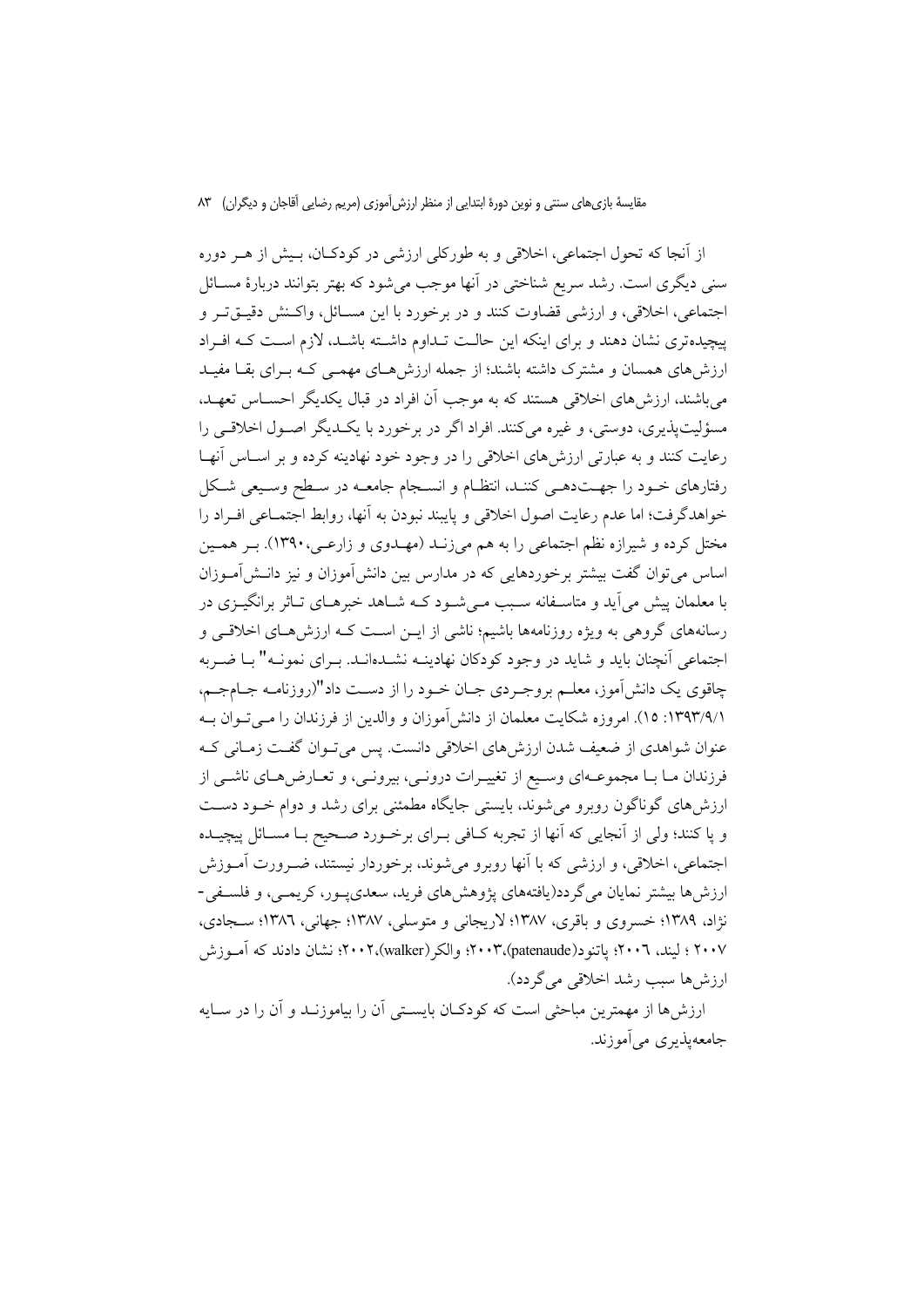از آنجا که تحول اجتماعی، اخلاقی و به طورکلی ارزشی در کودکـان، بـیش از هـر دوره سنی دیگری است. رشد سریع شناختی در آنها موجب می‌شود که بهتر بتوانند دربارهٔ مسـائل اجتماعی، اخلاقی، و ارزشی قضاوت کنند و در برخورد با این مسـائل، واکـنش دقیـق‌تـر و پیچیده‌تری نشان دهند و برای اینکه این حالـت تـداوم داشـته باشـد، لازم اسـت کـه افـراد ارزش‌های همسان و مشترک داشته باشند؛ از جمله ارزش‌هـای مهمـی کـه بـرای بقـا مفیـد می‌باشند، ارزش‌های اخلاقی هستند که به موجب آن افراد در قبال یکدیگر احسـاس تعهـد، مسؤلیت‌پذیری، دوستی، و غیره می‌کنند. افراد اگر در برخورد با یکـدیگر اصـول اخلاقـی را رعایت کنند و به عبارتی ارزش‌های اخلاقی را در وجود خود نهادینه کرده و بر اسـاس آنهـا رفتارهای خـود را جهـت‌دهـی کننـد، انتظـام و انسـجام جامعـه در سـطح وسـیعی شـکل خواهدگرفت؛ اما عدم رعایت اصول اخلاقی و پایبند نبودن به آنها، روابط اجتمـاعی افـراد را مختل کرده و شیرازه نظم اجتماعی را به هم می‌زنـد (مهـدوی و زارعـی،۱۳۹۰). بـر همـین اساس می‌توان گفت بیشتر برخوردهایی که در مدارس بین دانش‌آموزان و نیز دانـش‌آمـوزان با معلمان پیش می‌آید و متاسـفانه سـبب مـی‌شـود کـه شـاهد خبرهـای تـاثر برانگیـزی در رسانه‌های گروهی به ویژه روزنامه‌ها باشیم؛ ناشی از ایـن اسـت کـه ارزش‌هـای اخلاقـی و اجتماعی آنچنان باید و شاید در وجود کودکان نهادینـه نشـده‌انـد. بـرای نمونـه" بـا ضـربه چاقوی یک دانش‌آموز، معلـم بروجـردی جـان خـود را از دسـت داد"(روزنامـه جـام‌جـم، ۱۳۹۳/۹/۱: ۱۵). امروزه شکایت معلمان از دانش‌آموزان و والدین از فرزندان را مـی‌تـوان بـه عنوان شواهدی از ضعیف شدن ارزش‌های اخلاقی دانست. پس می‌تـوان گفـت زمـانی کـه فرزندان مـا بـا مجموعـه‌ای وسـیع از تغییـرات درونـی، بیرونـی، و تعـارض‌هـای ناشـی از ارزش‌های گوناگون روبرو می‌شوند، بایستی جایگاه مطمئنی برای رشد و دوام خـود دسـت و پا کنند؛ ولی از آنجایی که آنها از تجربه کـافی بـرای برخـورد صـحیح بـا مسـائل پیچیـده اجتماعی، اخلاقی، و ارزشی که با آنها روبرو می‌شوند، برخوردار نیستند، ضـرورت آمـوزش ارزش‌ها بیشتر نمایان می‌گردد(یافته‌های پژوهش‌های فرید، سعدی‌پـور، کریمـی، و فلسـفی- نژاد، ۱۳۸۹؛ خسروی و باقری، ۱۳۸۷؛ لاریجانی و متوسلی، ۱۳۸۷؛ جهانی، ۱۳۸۶؛ سـجادی، ۲۰۰۷ ؛ لیند، ۲۰۰۶؛ پاتنود(patenaude)،۲۰۰۳؛ والکر(walker)،۲۰۰۲؛ نشان دادند که آمـوزش ارزش‌ها سبب رشد اخلاقی می‌گردد).

ارزش‌ها از مهمترین مباحثی است که کودکـان بایسـتی آن را بیاموزنـد و آن را در سـایه جامعه‌پذیری می‌آموزند.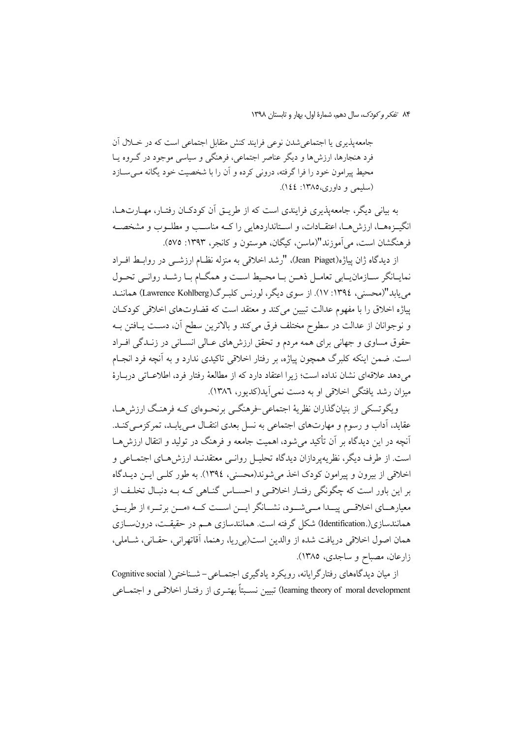جامعه‌پذیری یا اجتماعی‌شدن نوعی فرایند کنش متقابل اجتماعی است که در خلال آن فرد هنجارها، ارزش‌ها و دیگر عناصر اجتماعی، فرهنگی و سیاسی موجود در گروه یا محیط پیرامون خود را فرا گرفته، درونی کرده و آن را با شخصیت خود یگانه می‌سازد (سلیمی و داوری،۱۳۸۵: ۱٤٤).

به بیانی دیگر، جامعه‌پذیری فرایندی است که از طریق آن کودکان رفتار، مهارت‌ها، انگیزه‌ها، ارزش‌ها، اعتقادات، و استانداردهایی را که مناسب و مطلوب و مشخصه فرهنگشان است، می‌آموزند"(ماسن، کیگان، هوستون و کانجر، ۱۳۹۳: ۵۷۵).

از دیدگاه ژان پیاژه(Jean Piaget)، "رشد اخلاقی به منزله نظام ارزشی در روابط افراد نمایانگر سازمان‌یابی تعامل ذهن با محیط است و همگام با رشد روانی تحول می‌یابد"(محسنی، ۱۳۹٤: ۱۷). از سوی دیگر، لورنس کلبرگ(Lawrence Kohlberg) همانند پیاژه اخلاق را با مفهوم عدالت تبیین می‌کند و معتقد است که قضاوت‌های اخلاقی کودکان و نوجوانان از عدالت در سطوح مختلف فرق می‌کند و بالاترین سطح آن، دست یافتن به حقوق مساوی و جهانی برای همه مردم و تحقق ارزش‌های عالی انسانی در زندگی افراد است. ضمن اینکه کلبرگ همچون پیاژه، بر رفتار اخلاقی تاکیدی ندارد و به آنچه فرد انجام می‌دهد علاقه‌ای نشان نداده است؛ زیرا اعتقاد دارد که از مطالعهٔ رفتار فرد، اطلاعاتی دربارهٔ میزان رشد یافتگی اخلاقی او به دست نمی‌آید(کدیور، ۱۳۸٦).

ویگوتسکی از بنیان‌گذاران نظریهٔ اجتماعی-فرهنگی برنحوه‌ای که فرهنگ ارزش‌ها، عقاید، آداب و رسوم و مهارت‌های اجتماعی به نسل بعدی انتقال می‌یابد، تمرکزمی‌کند. آنچه در این دیدگاه بر آن تأکید می‌شود، اهمیت جامعه و فرهنگ در تولید و انتقال ارزش‌ها است. از طرف دیگر، نظریه‌پردازان دیدگاه تحلیل روانی معتقدند ارزش‌های اجتماعی و اخلاقی از بیرون و پیرامون کودک اخذ می‌شوند(محسنی، ۱۳۹٤). به طور کلی این دیدگاه بر این باور است که چگونگی رفتار اخلاقی و احساس گناهی که به دنبال تخلف از معیارهای اخلاقی پیدا می‌شود، نشانگر این است که «من برتر» از طریق همانندسازی(.Identification) شکل گرفته است. همانندسازی هم در حقیقت، درون‌سازی همان اصول اخلاقی دریافت شده از والدین است(بی‌ریا، رهنما، آقاتهرانی، حقانی، شاملی، زارعان، مصباح و ساجدی، ۱۳۸۵).

از میان دیدگاه‌های رفتارگرایانه، رویکرد یادگیری اجتماعی- شناختی( Cognitive social learning theory of moral development) تبیین نسبتاً بهتری از رفتار اخلاقی و اجتماعی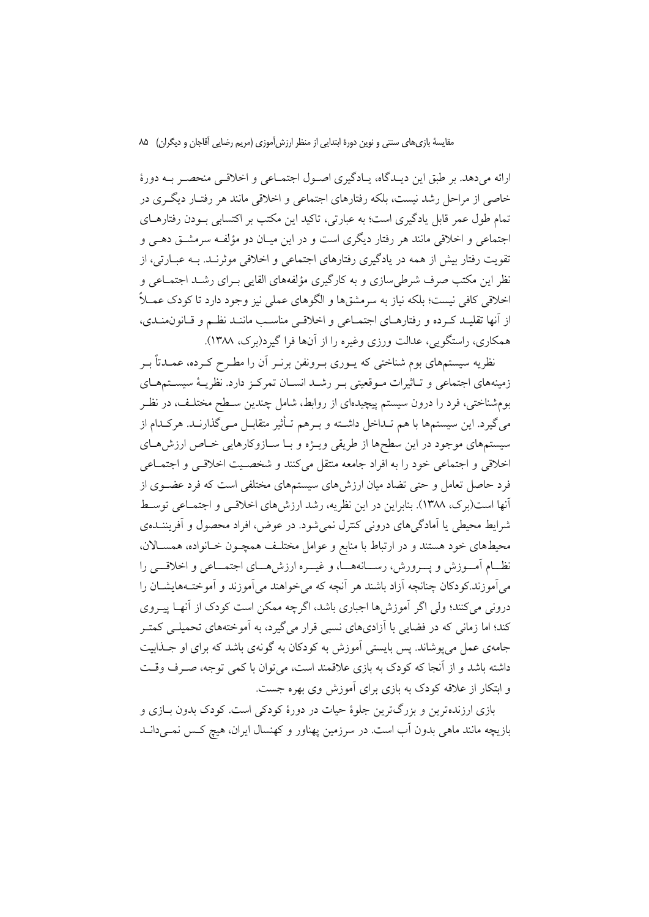ارائه می‌دهد. بر طبق این دیدگاه، یادگیری اصول اجتماعی و اخلاقی منحصر به دورهٔ خاصی از مراحل رشد نیست، بلکه رفتارهای اجتماعی و اخلاقی مانند هر رفتار دیگری در تمام طول عمر قابل یادگیری است؛ به عبارتی، تاکید این مکتب بر اکتسابی بودن رفتارهای اجتماعی و اخلاقی مانند هر رفتار دیگری است و در این میان دو مؤلفه سرمشق دهی و تقویت رفتار بیش از همه در یادگیری رفتارهای اجتماعی و اخلاقی موثرند. به عبارتی، از نظر این مکتب صرف شرطی‌سازی و به کارگیری مؤلفه‌های القایی برای رشد اجتماعی و اخلاقی کافی نیست؛ بلکه نیاز به سرمشق‌ها و الگوهای عملی نیز وجود دارد تا کودک عملاً از آنها تقلید کرده و رفتارهای اجتماعی و اخلاقی مناسب مانند نظم و قانون‌مندی، همکاری، راستگویی، عدالت ورزی وغیره را از آنها فرا گیرد(برک، ۱۳۸۸).

نظریه سیستمهای بوم شناختی که یوری برونفن برنر آن را مطرح کرده، عمدتاً بر زمینه‌های اجتماعی و تاثیرات موقعیتی بر رشد انسان تمرکز دارد. نظریهٔ سیستم‌های بوم‌شناختی، فرد را درون سیستم پیچیده‌ای از روابط، شامل چندین سطح مختلف، در نظر می‌گیرد. این سیستم‌ها با هم تداخل داشته و برهم تأثیر متقابل می‌گذارند. هرکدام از سیستم‌های موجود در این سطح‌ها از طریقی ویژه و با سازوکارهایی خاص ارزش‌های اخلاقی و اجتماعی خود را به افراد جامعه منتقل می‌کنند و شخصیت اخلاقی و اجتماعی فرد حاصل تعامل و حتی تضاد میان ارزش‌های سیستم‌های مختلفی است که فرد عضوی از آنها است(برک، ۱۳۸۸). بنابراین در این نظریه، رشد ارزش‌های اخلاقی و اجتماعی توسط شرایط محیطی یا آمادگی‌های درونی کنترل نمی‌شود. در عوض، افراد محصول و آفریننده‌ی محیط‌های خود هستند و در ارتباط با منابع و عوامل مختلف همچون خانواده، همسالان، نظام آموزش و پرورش، رسانه‌ها، و غیره ارزش‌های اجتماعی و اخلاقی را می‌آموزند.کودکان چنانچه آزاد باشند هر آنچه که می‌خواهند می‌آموزند و آموخته‌هایشان را درونی می‌کنند؛ ولی اگر آموزش‌ها اجباری باشد، اگرچه ممکن است کودک از آنها پیروی کند؛ اما زمانی که در فضایی با آزادی‌های نسبی قرار می‌گیرد، به آموخته‌های تحمیلی کمتر جامه‌ی عمل می‌پوشاند. پس بایستی آموزش به کودکان به گونه‌ی باشد که برای او جذابیت داشته باشد و از آنجا که کودک به بازی علاقمند است، می‌توان با کمی توجه، صرف وقت و ابتکار از علاقه کودک به بازی برای آموزش وی بهره جست.

بازی ارزنده‌ترین و بزرگ‌ترین جلوهٔ حیات در دورهٔ کودکی است. کودک بدون بازی و بازیچه مانند ماهی بدون آب است. در سرزمین پهناور و کهنسال ایران، هیچ کس نمی‌داند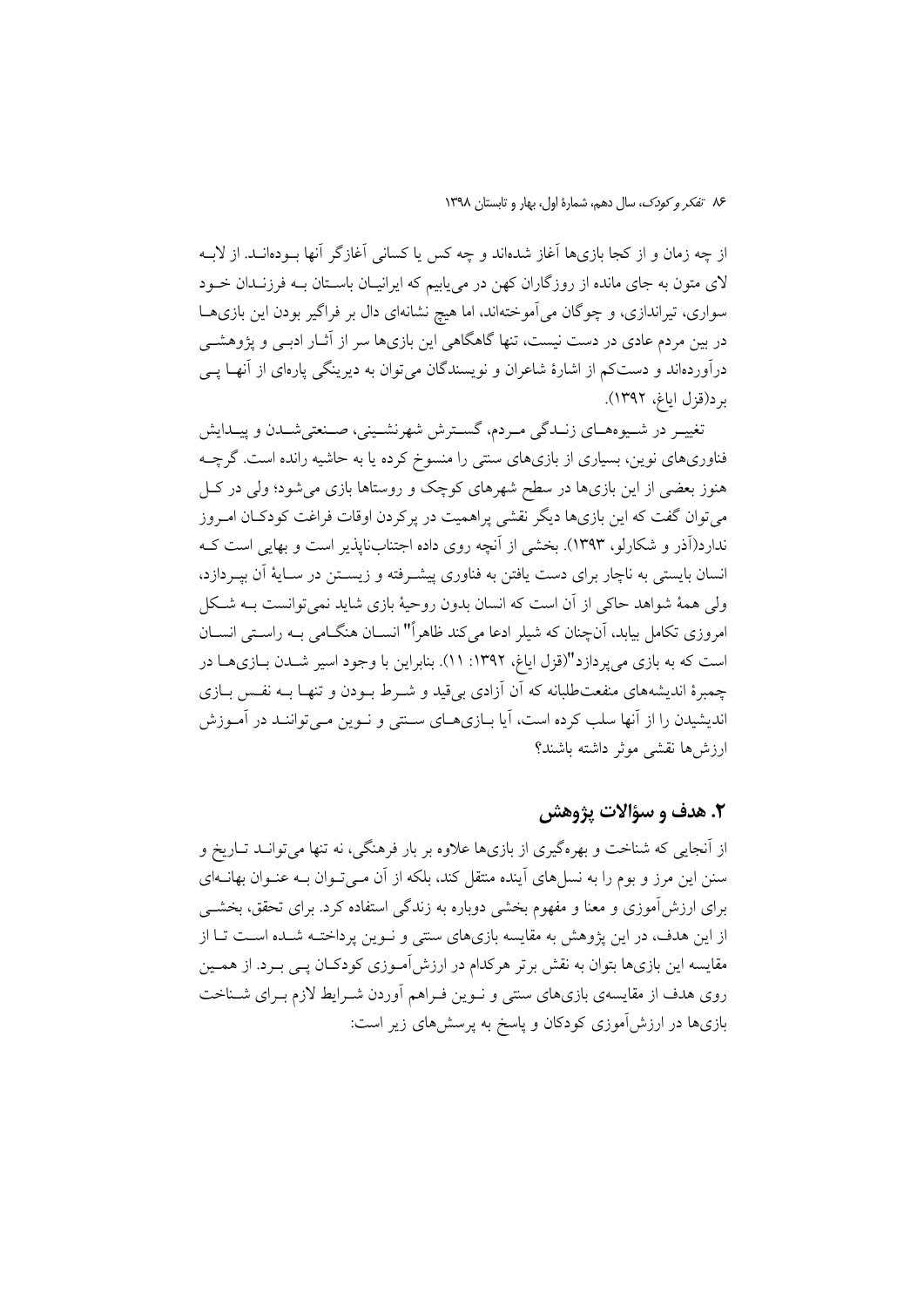از چه زمان و از کجا بازی‌ها آغاز شده‌اند و چه کس یا کسانی آغازگر آنها بوده‌اند. از لابه لای متون به جای مانده از روزگاران کهن در می‌یابیم که ایرانیان باستان به فرزندان خود سواری، تیراندازی، و چوگان می‌آموخته‌اند، اما هیچ نشانه‌ای دال بر فراگیر بودن این بازی‌ها در بین مردم عادی در دست نیست، تنها گاهگاهی این بازی‌ها سر از آثار ادبی و پژوهشی درآورده‌اند و دست‌کم از اشارهٔ شاعران و نویسندگان می‌توان به دیرینگی پاره‌ای از آنها پی برد(قزل ایاغ، ۱۳۹۲).

تغییر در شیوه‌های زندگی مردم، گسترش شهرنشینی، صنعتی‌شدن و پیدایش فناوری‌های نوین، بسیاری از بازی‌های سنتی را منسوخ کرده یا به حاشیه رانده است. گرچه هنوز بعضی از این بازی‌ها در سطح شهرهای کوچک و روستاها بازی می‌شود؛ ولی در کل می‌توان گفت که این بازی‌ها دیگر نقشی پراهمیت در پرکردن اوقات فراغت کودکان امروز ندارد(آذر و شکارلو، ۱۳۹۳). بخشی از آنچه روی داده اجتناب‌ناپذیر است و بهایی است که انسان بایستی به ناچار برای دست یافتن به فناوری پیشرفته و زیستن در سایهٔ آن بپردازد، ولی همهٔ شواهد حاکی از آن است که انسان بدون روحیهٔ بازی شاید نمی‌توانست به شکل امروزی تکامل بیابد، آن‌چنان که شیلر ادعا می‌کند ظاهراً" انسان هنگامی به راستی انسان است که به بازی می‌پردازد"(قزل ایاغ، ۱۳۹۲: ۱۱). بنابراین با وجود اسیر شدن بازی‌ها در چمبرهٔ اندیشه‌های منفعت‌طلبانه که آن آزادی بی‌قید و شرط بودن و تنها به نفس بازی اندیشیدن را از آنها سلب کرده است، آیا بازی‌های سنتی و نوین می‌توانند در آموزش ارزش‌ها نقشی موثر داشته باشند؟

## ۲. هدف و سؤالات پژوهش

از آنجایی که شناخت و بهره‌گیری از بازی‌ها علاوه بر بار فرهنگی، نه تنها می‌تواند تاریخ و سنن این مرز و بوم را به نسل‌های آینده منتقل کند، بلکه از آن می‌توان به عنوان بهانه‌ای برای ارزش‌آموزی و معنا و مفهوم بخشی دوباره به زندگی استفاده کرد. برای تحقق، بخشی از این هدف، در این پژوهش به مقایسه بازی‌های سنتی و نوین پرداخته شده است تا از مقایسه این بازی‌ها بتوان به نقش برتر هرکدام در ارزش‌آموزی کودکان پی برد. از همین روی هدف از مقایسه‌ی بازی‌های سنتی و نوین فراهم آوردن شرایط لازم برای شناخت بازی‌ها در ارزش‌آموزی کودکان و پاسخ به پرسش‌های زیر است: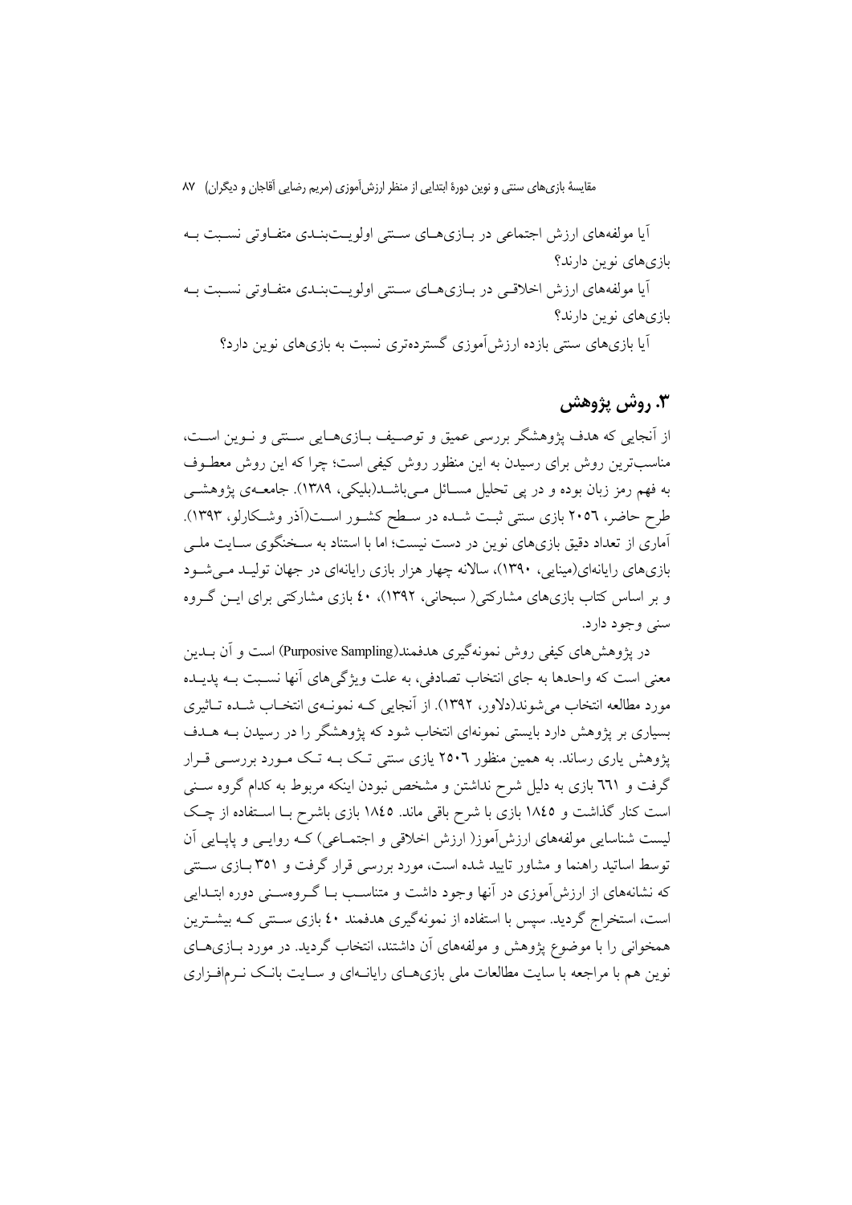آیا مولفه‌های ارزش اجتماعی در بازی‌های سنتی اولویت‌بندی متفاوتی نسبت به بازی‌های نوین دارند؟

آیا مولفه‌های ارزش اخلاقی در بازی‌های سنتی اولویت‌بندی متفاوتی نسبت به بازی‌های نوین دارند؟

آیا بازی‌های سنتی بازده ارزش‌آموزی گسترده‌تری نسبت به بازی‌های نوین دارد؟

## ۳. روش پژوهش

از آنجایی که هدف پژوهشگر بررسی عمیق و توصیف بازی‌هایی سنتی و نوین است، مناسب‌ترین روش برای رسیدن به این منظور روش کیفی است؛ چرا که این روش معطوف به فهم رمز زبان بوده و در پی تحلیل مسائل می‌باشد(بلیکی، ۱۳۸۹). جامعه‌ی پژوهشی طرح حاضر، ۲۰۵۶ بازی سنتی ثبت شده در سطح کشور است(آذر وشکارلو، ۱۳۹۳). آماری از تعداد دقیق بازی‌های نوین در دست نیست؛ اما با استناد به سخنگوی سایت ملی بازی‌های رایانه‌ای(مینایی، ۱۳۹۰)، سالانه چهار هزار بازی رایانه‌ای در جهان تولید می‌شود و بر اساس کتاب بازی‌های مشارکتی( سبحانی، ۱۳۹۲)، ٤٠ بازی مشارکتی برای این گروه سنی وجود دارد.

در پژوهش‌های کیفی روش نمونه‌گیری هدفمند(Purposive Sampling) است و آن بدین معنی است که واحدها به جای انتخاب تصادفی، به علت ویژگی‌های آنها نسبت به پدیده مورد مطالعه انتخاب می‌شوند(دلاور، ۱۳۹۲). از آنجایی که نمونه‌ی انتخاب شده تاثیری بسیاری بر پژوهش دارد بایستی نمونه‌ای انتخاب شود که پژوهشگر را در رسیدن به هدف پژوهش یاری رساند. به همین منظور ۲۵۰٦ بازی سنتی تک به تک مورد بررسی قرار گرفت و ٦٦١ بازی به دلیل شرح نداشتن و مشخص نبودن اینکه مربوط به کدام گروه سنی است کنار گذاشت و ١٨٤٥ بازی با شرح باقی ماند. ١٨٤٥ بازی باشرح با استفاده از چک لیست شناسایی مولفه‌های ارزش‌آموز( ارزش اخلاقی و اجتماعی) که روایی و پایایی آن توسط اساتید راهنما و مشاور تایید شده است، مورد بررسی قرار گرفت و ۳۵۱ بازی سنتی که نشانه‌های از ارزش‌آموزی در آنها وجود داشت و متناسب با گروه‌سنی دوره ابتدایی است، استخراج گردید. سپس با استفاده از نمونه‌گیری هدفمند ٤٠ بازی سنتی که بیشترین همخوانی را با موضوع پژوهش و مولفه‌های آن داشتند، انتخاب گردید. در مورد بازی‌های نوین هم با مراجعه با سایت مطالعات ملی بازی‌های رایانه‌ای و سایت بانک نرم‌افزاری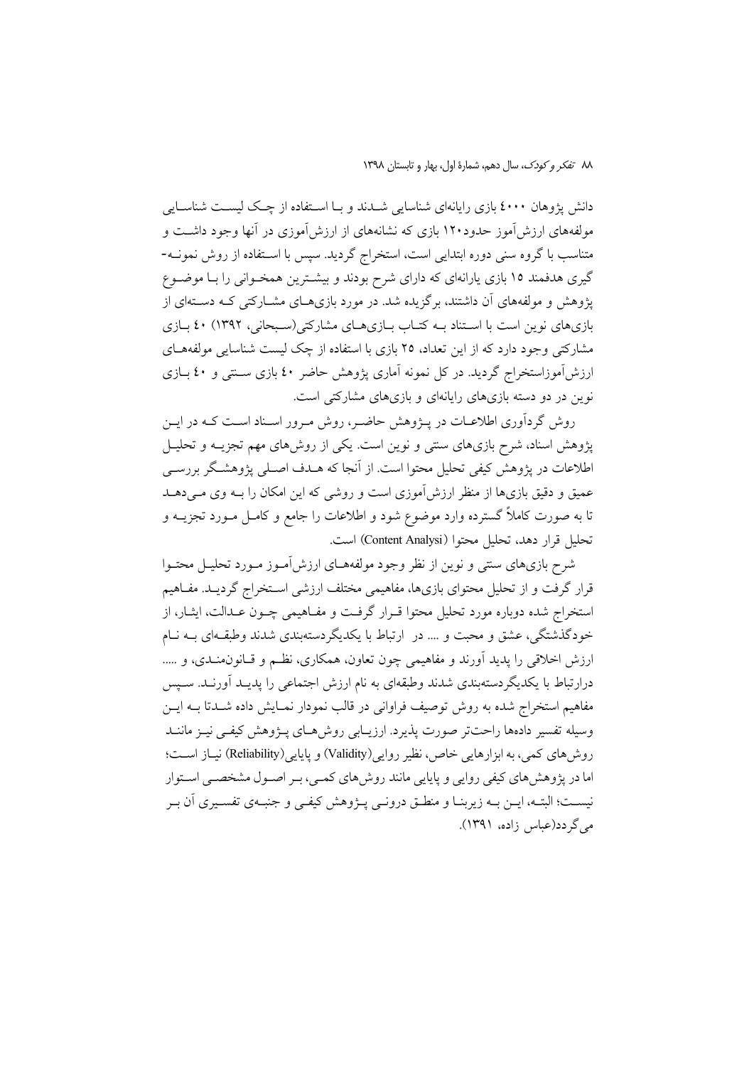دانش پژوهان ۴۰۰۰ بازی رایانه‌ای شناسایی شدند و با استفاده از چک لیست شناسایی مولفه‌های ارزش‌آموز حدود۱۲۰ بازی که نشانه‌های از ارزش‌آموزی در آنها وجود داشت و متناسب با گروه سنی دوره ابتدایی است، استخراج گردید. سپس با استفاده از روش نمونه- گیری هدفمند ۱۵ بازی یارانه‌ای که دارای شرح بودند و بیشترین همخوانی را با موضوع پژوهش و مولفه‌های آن داشتند، برگزیده شد. در مورد بازی‌های مشارکتی که دسته‌ای از بازی‌های نوین است با استناد به کتاب بازی‌های مشارکتی(سبحانی، ۱۳۹۲) ۴۰ بازی مشارکتی وجود دارد که از این تعداد، ۲۵ بازی با استفاده از چک لیست شناسایی مولفه‌های ارزش‌آموزاستخراج گردید. در کل نمونه آماری پژوهش حاضر ۴۰ بازی سنتی و ۴۰ بازی نوین در دو دسته بازی‌های رایانه‌ای و بازی‌های مشارکتی است.

روش گردآوری اطلاعات در پژوهش حاضر، روش مرور اسناد است که در این پژوهش اسناد، شرح بازی‌های سنتی و نوین است. یکی از روش‌های مهم تجزیه و تحلیل اطلاعات در پژوهش کیفی تحلیل محتوا است. از آنجا که هدف اصلی پژوهشگر بررسی عمیق و دقیق بازی‌ها از منظر ارزش‌آموزی است و روشی که این امکان را به وی می‌دهد تا به صورت کاملاً گسترده وارد موضوع شود و اطلاعات را جامع و کامل مورد تجزیه و تحلیل قرار دهد، تحلیل محتوا (Content Analysi) است.

شرح بازی‌های سنتی و نوین از نظر وجود مولفه‌های ارزش‌آموز مورد تحلیل محتوا قرار گرفت و از تحلیل محتوای بازی‌ها، مفاهیمی مختلف ارزشی استخراج گردید. مفاهیم استخراج شده دوباره مورد تحلیل محتوا قرار گرفت و مفاهیمی چون عدالت، ایثار، از خودگذشتگی، عشق و محبت و .... در ارتباط با یکدیگردسته‌بندی شدند وطبقه‌ای به نام ارزش اخلاقی را پدید آورند و مفاهیمی چون تعاون، همکاری، نظم و قانون‌مندی، و ..... درارتباط با یکدیگردسته‌بندی شدند وطبقه‌ای به نام ارزش اجتماعی را پدید آورند. سپس مفاهیم استخراج شده به روش توصیف فراوانی در قالب نمودار نمایش داده شدتا به این وسیله تفسیر داده‌ها راحت‌تر صورت پذیرد. ارزیابی روش‌های پژوهش کیفی نیز مانند روش‌های کمی، به ابزارهایی خاص، نظیر روایی(Validity) و پایایی(Reliability) نیاز است؛ اما در پژوهش‌های کیفی روایی و پایایی مانند روش‌های کمی، بر اصول مشخصی استوار نیست؛ البته، این به زیربنا و منطق درونی پژوهش کیفی و جنبه‌ی تفسیری آن بر می‌گردد(عباس زاده، ۱۳۹۱).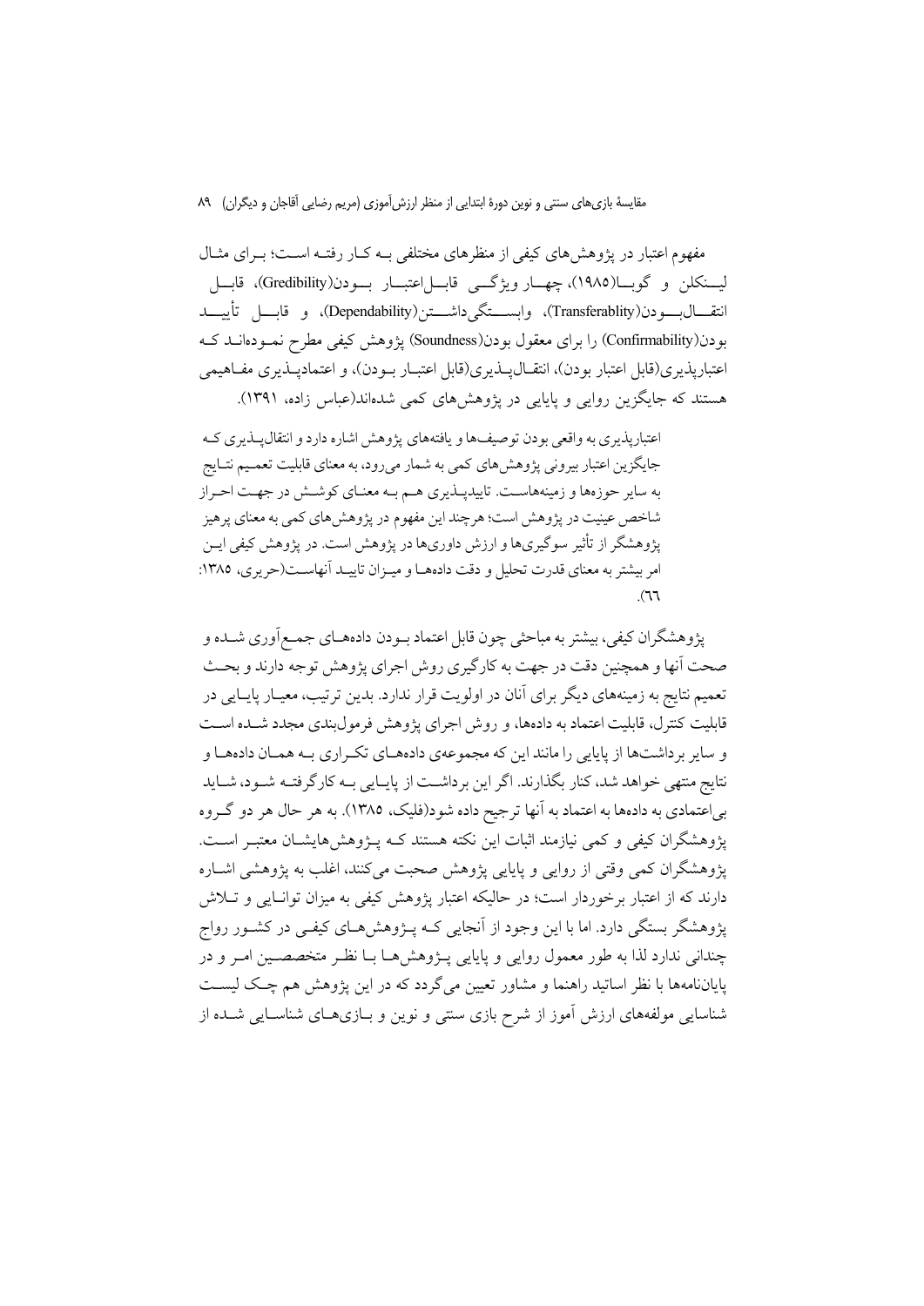مفهوم اعتبار در پژوهش‌های کیفی از منظرهای مختلفی بــه کـار رفتـه اسـت؛ بـرای مثـال لیـنکلن و گوبـا(۱۹۸۵)، چهـار ویژگـی قابـل‌اعتبـار بـودن(Gredibility)، قابـل انتقـال‌بـودن(Transferablity)، وابسـتگی‌داشـتن(Dependability)، و قابـل تأییـد بودن(Confirmability) را برای معقول بودن(Soundness) پژوهش کیفی مطرح نمـوده‌انـد کـه اعتبارپذیری(قابل اعتبار بودن)، انتقـال‌پـذیری(قابل اعتبـار بـودن)، و اعتمادپـذیری مفـاهیمی هستند که جایگزین روایی و پایایی در پژوهش‌های کمی شده‌اند(عباس زاده، ۱۳۹۱).

> اعتبارپذیری به واقعی بودن توصیف‌ها و یافته‌های پژوهش اشاره دارد و انتقال‌پـذیری کـه جایگزین اعتبار بیرونی پژوهش‌های کمی به شمار می‌رود، به معنای قابلیت تعمـیم نتـایج به سایر حوزه‌ها و زمینه‌هاسـت. تاییدپـذیری هـم بـه معنـای کوشـش در جهـت احـراز شاخص عینیت در پژوهش است؛ هرچند این مفهوم در پژوهش‌های کمی به معنای پرهیز پژوهشگر از تأثیر سوگیری‌ها و ارزش داوری‌ها در پژوهش است. در پژوهش کیفی ایـن امر بیشتر به معنای قدرت تحلیل و دقت داده‌هـا و میـزان تاییـد آنهاسـت(حریری، ۱۳۸۵: ٦٦).

پژوهشگران کیفی، بیشتر به مباحثی چون قابل اعتماد بـودن داده‌هـای جمـع‌آوری شـده و صحت آنها و همچنین دقت در جهت به کارگیری روش اجرای پژوهش توجه دارند و بحـث تعمیم نتایج به زمینه‌های دیگر برای آنان در اولویت قرار ندارد. بدین ترتیب، معیـار پایـایی در قابلیت کنترل، قابلیت اعتماد به داده‌ها، و روش اجرای پژوهش فرمول‌بندی مجدد شـده اسـت و سایر برداشت‌ها از پایایی را مانند این که مجموعه‌ی داده‌هـای تکـراری بـه همـان داده‌هـا و نتایج منتهی خواهد شد، کنار بگذارند. اگر این برداشـت از پایـایی بـه کارگرفتـه شـود، شـاید بی‌اعتمادی به داده‌ها به اعتماد به آنها ترجیح داده شود(فلیک، ۱۳۸۵). به هر حال هر دو گـروه پژوهشگران کیفی و کمی نیازمند اثبات این نکته هستند کـه پـژوهش‌هایشـان معتبـر اسـت. پژوهشگران کمی وقتی از روایی و پایایی پژوهش صحبت می‌کنند، اغلب به پژوهشی اشـاره دارند که از اعتبار برخوردار است؛ در حالیکه اعتبار پژوهش کیفی به میزان توانـایی و تـلاش پژوهشگر بستگی دارد. اما با این وجود از آنجایی کـه پـژوهش‌هـای کیفـی در کشـور رواج چندانی ندارد لذا به طور معمول روایی و پایایی پـژوهش‌هـا بـا نظـر متخصصـین امـر و در پایان‌نامه‌ها با نظر اساتید راهنما و مشاور تعیین می‌گردد که در این پژوهش هم چـک لیسـت شناسایی مولفه‌های ارزش آموز از شرح بازی سنتی و نوین و بـازی‌هـای شناسـایی شـده از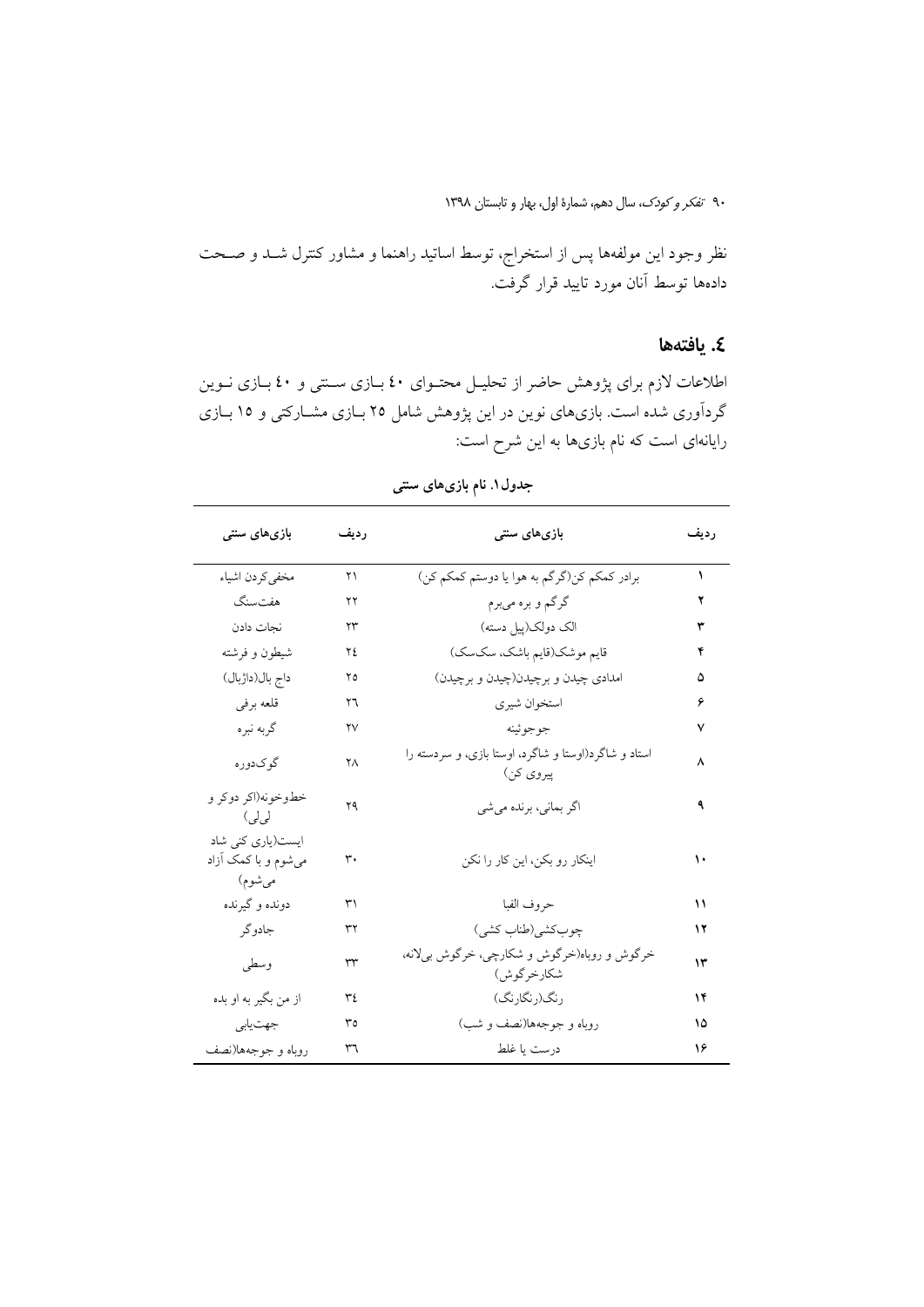نظر وجود این مولفه‌ها پس از استخراج، توسط اساتید راهنما و مشاور کنترل شـد و صـحت داده‌ها توسط آنان مورد تایید قرار گرفت.

## ٤. یافته‌ها

اطلاعات لازم برای پژوهش حاضر از تحلیـل محتـوای ٤٠ بـازی سـنتی و ٤٠ بـازی نـوین گردآوری شده است. بازی‌های نوین در این پژوهش شامل ٢٥ بـازی مشـارکتی و ١٥ بـازی رایانه‌ای است که نام بازی‌ها به این شرح است:

**جدول١. نام بازی‌های سنتی**

| ردیف | بازی‌های سنتی | ردیف | بازی‌های سنتی |
|---|---|---|---|
| ۱ | برادر کمکم کن(گرگم به هوا یا دوستم کمکم کن) | ٢١ | مخفی‌کردن اشیاء |
| ۲ | گرگم و بره می‌برم | ٢٢ | هفت‌سنگ |
| ۳ | الک دولک(پیل دسته) | ٢٣ | نجات دادن |
| ۴ | قایم موشک(قایم باشک، سک‌سک) | ٢٤ | شیطون و فرشته |
| ۵ | امدادی چیدن و برچیدن(چیدن و برچیدن) | ٢٥ | داج بال(داژبال) |
| ۶ | استخوان شیری | ٢٦ | قلعه برفی |
| ۷ | جوجوئینه | ٢٧ | گربه نبره |
| ۸ | استاد و شاگرد(اوستا و شاگرد، اوستا بازی، و سردسته را پیروی کن) | ٢٨ | گوک‌دوره |
| ۹ | اگر بمانی، برنده می‌شی | ٢٩ | خطوخونه(اکر دوکر و لی‌لی) |
| ۱۰ | اینکار رو بکن، این کار را نکن | ٣٠ | ایست(یاری کنی شاد می‌شوم و با کمک آزاد می‌شوم) |
| ۱۱ | حروف الفبا | ٣١ | دونده و گیرنده |
| ۱۲ | چوب‌کشی(طناب کشی) | ٣٢ | جادوگر |
| ۱۳ | خرگوش و روباه(خرگوش و شکارچی، خرگوش بی‌لانه، شکارخرگوش) | ٣٣ | وسطی |
| ۱۴ | رنگ(رنگارنگ) | ٣٤ | از من بگیر به او بده |
| ۱۵ | روباه و جوجه‌ها(نصف و شب) | ٣٥ | جهت‌یابی |
| ۱۶ | درست یا غلط | ٣٦ | روباه و جوجه‌ها(نصف |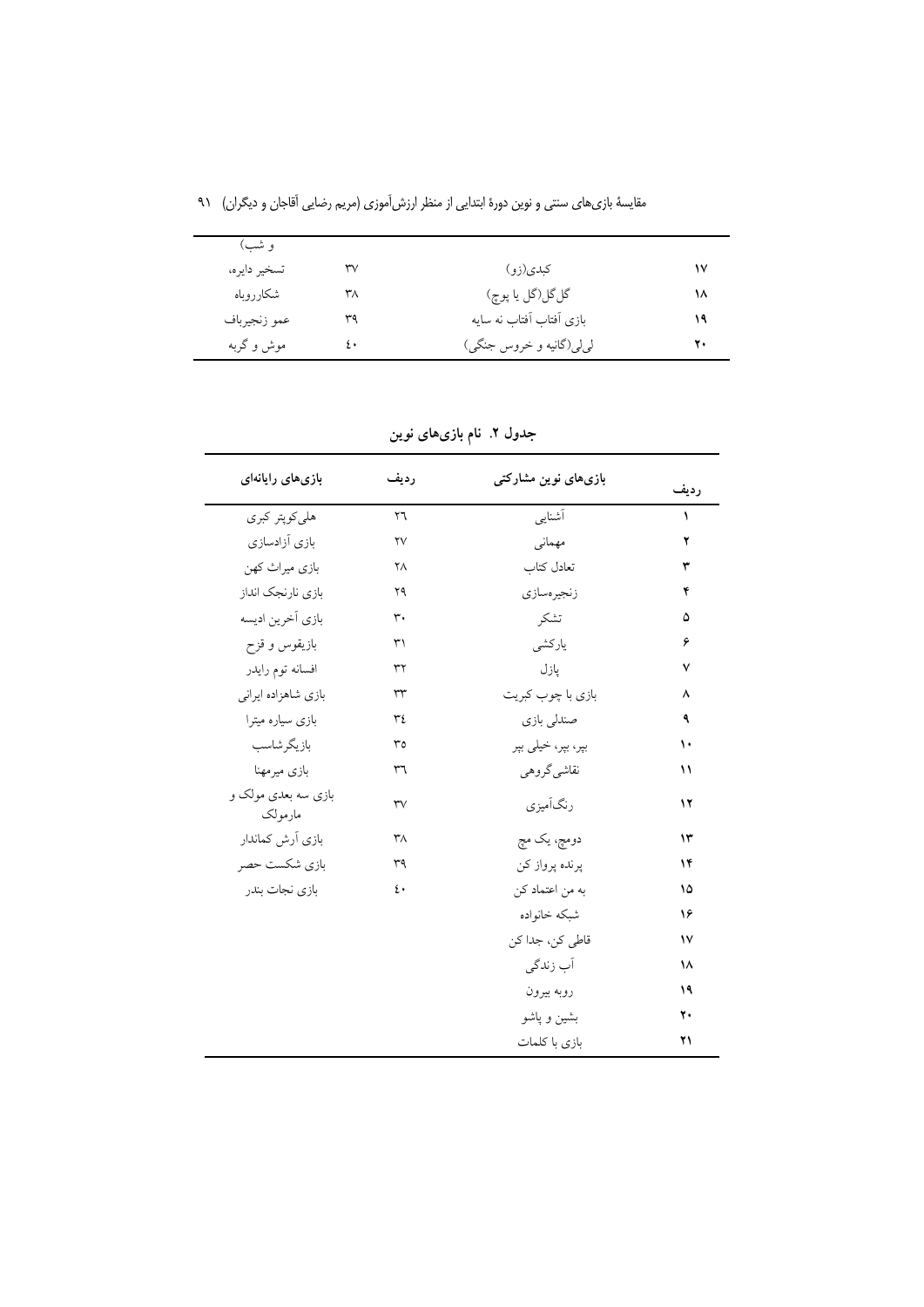| ردیف | | ردیف | |
|---|---|---|---|
| | | | و شب) |
| ۱۷ | کبدی(زو) | ۳۷ | تسخیر دایره، |
| ۱۸ | گل‌گل(گل یا پوچ) | ۳۸ | شکارروباه |
| ۱۹ | بازی آفتاب آفتاب نه سایه | ۳۹ | عمو زنجیرباف |
| ۲۰ | لی‌لی(گانیه و خروس جنگی) | ٤۰ | موش و گربه |

**جدول ۲. نام بازی‌های نوین**

| ردیف | بازی‌های نوین مشارکتی | ردیف | بازی‌های رایانه‌ای |
|---|---|---|---|
| ۱ | آشنایی | ۲٦ | هلی‌کوپتر کبری |
| ۲ | مهمانی | ۲۷ | بازی آزادسازی |
| ۳ | تعادل کتاب | ۲۸ | بازی میراث کهن |
| ۴ | زنجیره‌سازی | ۲۹ | بازی نارنجک انداز |
| ۵ | تشکر | ۳۰ | بازی آخرین ادیسه |
| ۶ | یارکشی | ۳۱ | بازیقوس و قزح |
| ۷ | پازل | ۳۲ | افسانه توم رایدر |
| ۸ | بازی با چوب کبریت | ۳۳ | بازی شاهزاده ایرانی |
| ۹ | صندلی بازی | ۳٤ | بازی سیاره میترا |
| ۱۰ | بپر، بپر، خیلی بپر | ۳۵ | بازیگرشاسب |
| ۱۱ | نقاشی گروهی | ۳٦ | بازی میرمهنا |
| ۱۲ | رنگ‌آمیزی | ۳۷ | بازی سه بعدی مولک و مارمولک |
| ۱۳ | دومچ، یک مچ | ۳۸ | بازی آرش کماندار |
| ۱۴ | پرنده پرواز کن | ۳۹ | بازی شکست حصر |
| ۱۵ | به من اعتماد کن | ٤۰ | بازی نجات بندر |
| ۱۶ | شبکه خانواده | | |
| ۱۷ | قاطی کن، جدا کن | | |
| ۱۸ | آب زندگی | | |
| ۱۹ | روبه بیرون | | |
| ۲۰ | بشین و پاشو | | |
| ۲۱ | بازی با کلمات | | |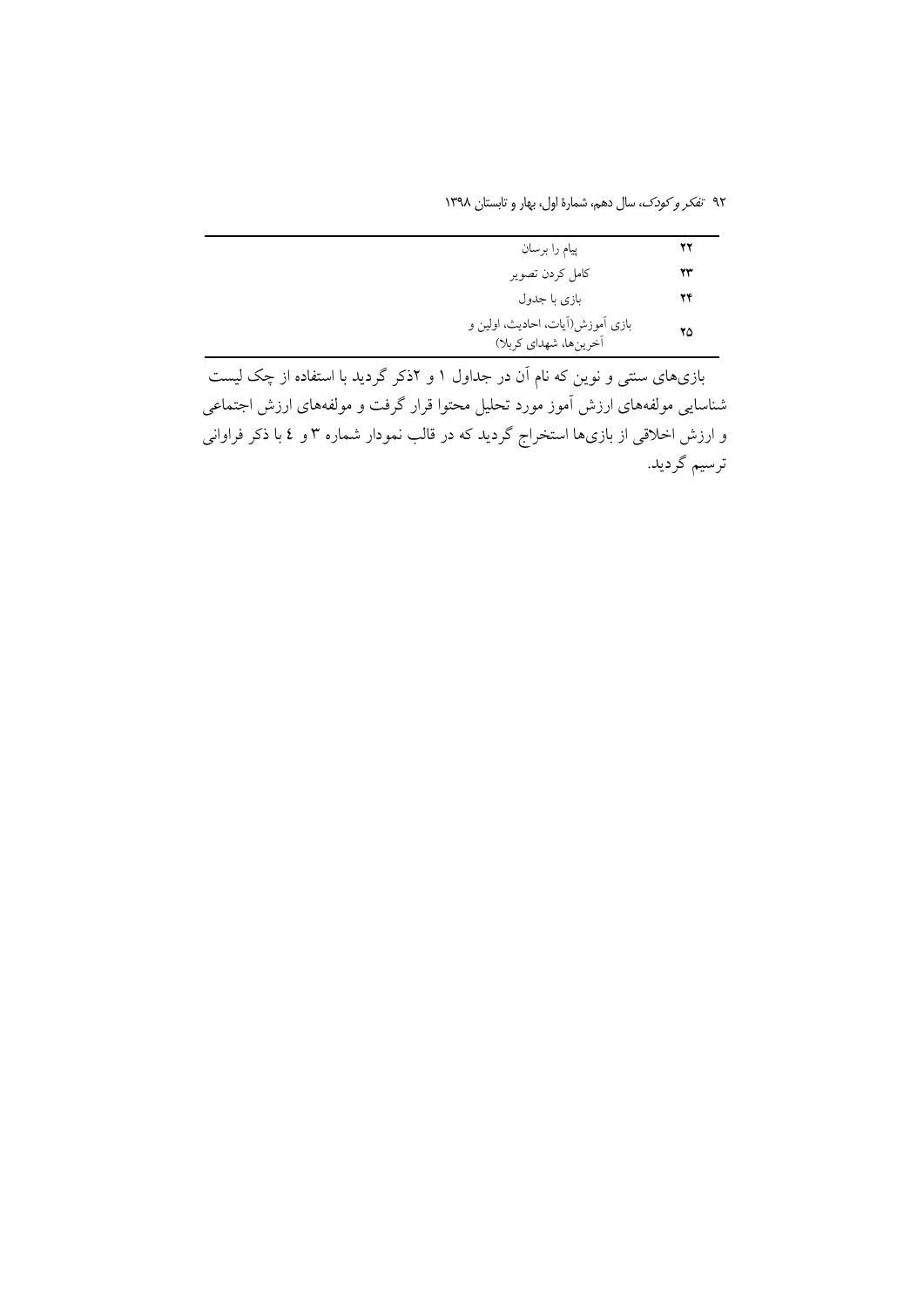| ۲۲ | پیام را برسان |
|---|---|
| ۲۳ | کامل کردن تصویر |
| ۲۴ | بازی با جدول |
| ۲۵ | بازی آموزش(آیات، احادیث، اولین و آخرین‌ها، شهدای کربلا) |

بازی‌های سنتی و نوین که نام آن در جداول ۱ و ۲ذکر گردید با استفاده از چک لیست شناسایی مولفه‌های ارزش آموز مورد تحلیل محتوا قرار گرفت و مولفه‌های ارزش اجتماعی و ارزش اخلاقی از بازی‌ها استخراج گردید که در قالب نمودار شماره ۳ و ٤ با ذکر فراوانی ترسیم گردید.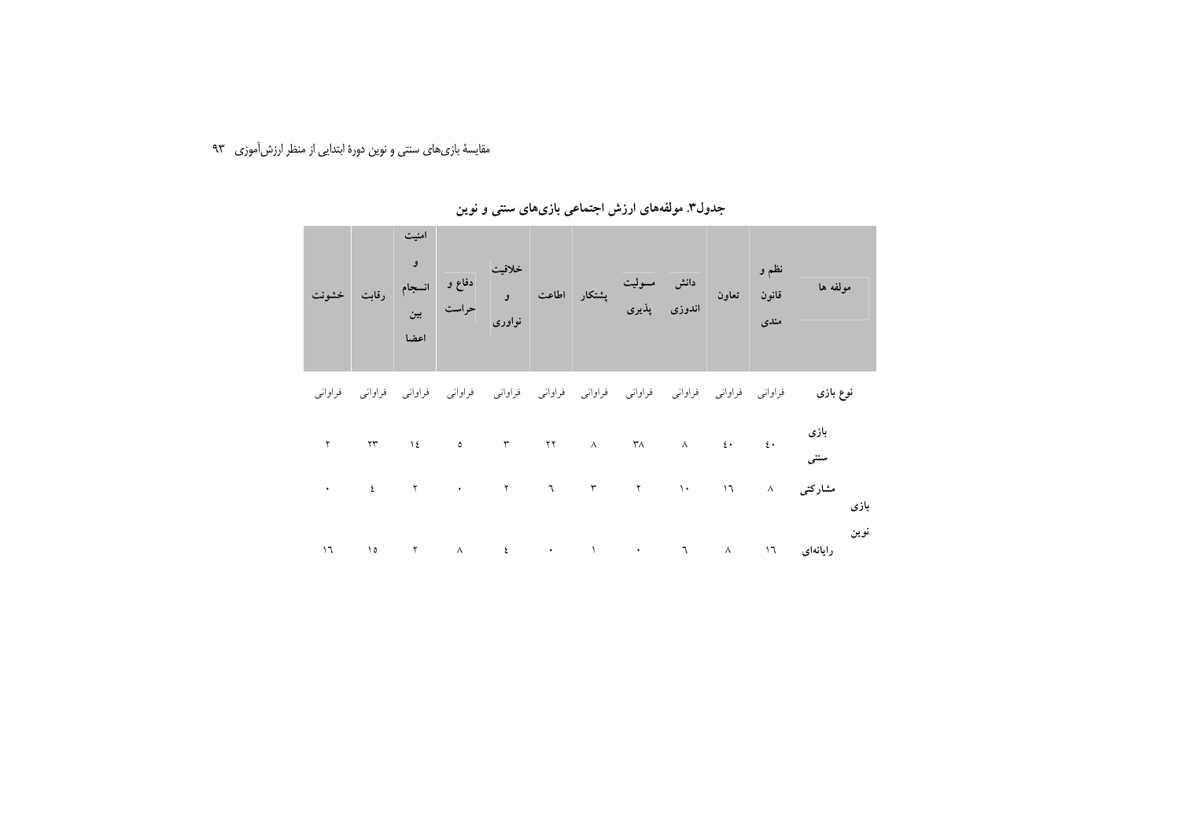جدول۳. مولفه‌های ارزش اجتماعی بازی‌های سنتی و نوین

| مولفه ها | | نظم و قانون مندی | تعاون | دانش اندوزی | مسولیت پذیری | پشتکار | اطاعت | خلاقیت و نواوری | دفاع و حراست | امنیت و انسجام بین اعضا | رقابت | خشونت |
|---|---|---|---|---|---|---|---|---|---|---|---|---|
| نوع بازی | | فراوانی | فراوانی | فراوانی | فراوانی | فراوانی | فراوانی | فراوانی | فراوانی | فراوانی | فراوانی | فراوانی |
| بازی سنتی | | ٤٠ | ٤٠ | ٨ | ٣٨ | ٨ | ٢٢ | ٣ | ٥ | ١٤ | ٢٣ | ٢ |
| بازی نوین | مشارکتی | ٨ | ١٦ | ١٠ | ٢ | ٣ | ٦ | ٢ | ٠ | ٢ | ٤ | ٠ |
| | رایانه‌ای | ١٦ | ٨ | ٦ | ٠ | ١ | ٠ | ٤ | ٨ | ٢ | ١٥ | ١٦ |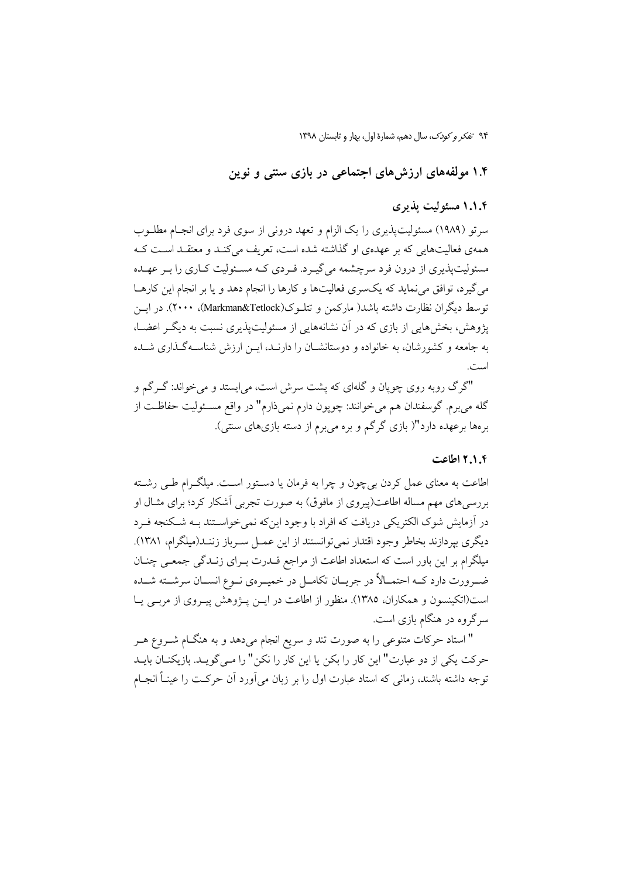## ۱.۴ مولفه‌های ارزش‌های اجتماعی در بازی سنتی و نوین

### ۱.۱.۴ مسئولیت پذیری

سرتو (۱۹۸۹) مسئولیت‌پذیری را یک الزام و تعهد درونی از سوی فرد برای انجام مطلوب همه‌ی فعالیت‌هایی که بر عهده‌ی او گذاشته شده است، تعریف می‌کند و معتقد است که مسئولیت‌پذیری از درون فرد سرچشمه می‌گیرد. فردی که مسئولیت کاری را بر عهده می‌گیرد، توافق می‌نماید که یک‌سری فعالیت‌ها و کارها را انجام دهد و یا بر انجام این کارها توسط دیگران نظارت داشته باشد( مارکمن و تتلوک(Markman&Tetlock)، ۲۰۰۰). در این پژوهش، بخش‌هایی از بازی که در آن نشانه‌هایی از مسئولیت‌پذیری نسبت به دیگر اعضا، به جامعه و کشورشان، به خانواده و دوستانشان را دارند، این ارزش شناسه‌گذاری شده است.

"گرگ روبه روی چوپان و گله‌ای که پشت سرش است، می‌ایستد و می‌خواند: گرگم و گله می‌برم. گوسفندان هم می‌خوانند: چوپون دارم نمی‌ذارم" در واقع مسئولیت حفاظت از بره‌ها برعهده دارد"( بازی گرگم و بره می‌برم از دسته بازی‌های سنتی).

### ۲.۱.۴ اطاعت

اطاعت به معنای عمل کردن بی‌چون و چرا به فرمان یا دستور است. میلگرام طی رشته بررسی‌های مهم مساله اطاعت(پیروی از مافوق) به صورت تجربی آشکار کرد؛ برای مثال او در آزمایش شوک الکتریکی دریافت که افراد با وجود این‌که نمی‌خواستند به شکنجه فرد دیگری بپردازند بخاطر وجود اقتدار نمی‌توانستند از این عمل سرباز زنند(میلگرام، ۱۳۸۱). میلگرام بر این باور است که استعداد اطاعت از مراجع قدرت برای زندگی جمعی چنان ضرورت دارد که احتمالاً در جریان تکامل در خمیره‌ی نوع انسان سرشته شده است(اتکینسون و همکاران، ۱۳۸۵). منظور از اطاعت در این پژوهش پیروی از مربی یا سرگروه در هنگام بازی است.

" استاد حرکات متنوعی را به صورت تند و سریع انجام می‌دهد و به هنگام شروع هر حرکت یکی از دو عبارت" این کار را بکن یا این کار را نکن" را می‌گوید. بازیکنان باید توجه داشته باشند، زمانی که استاد عبارت اول را بر زبان می‌آورد آن حرکت را عیناً انجام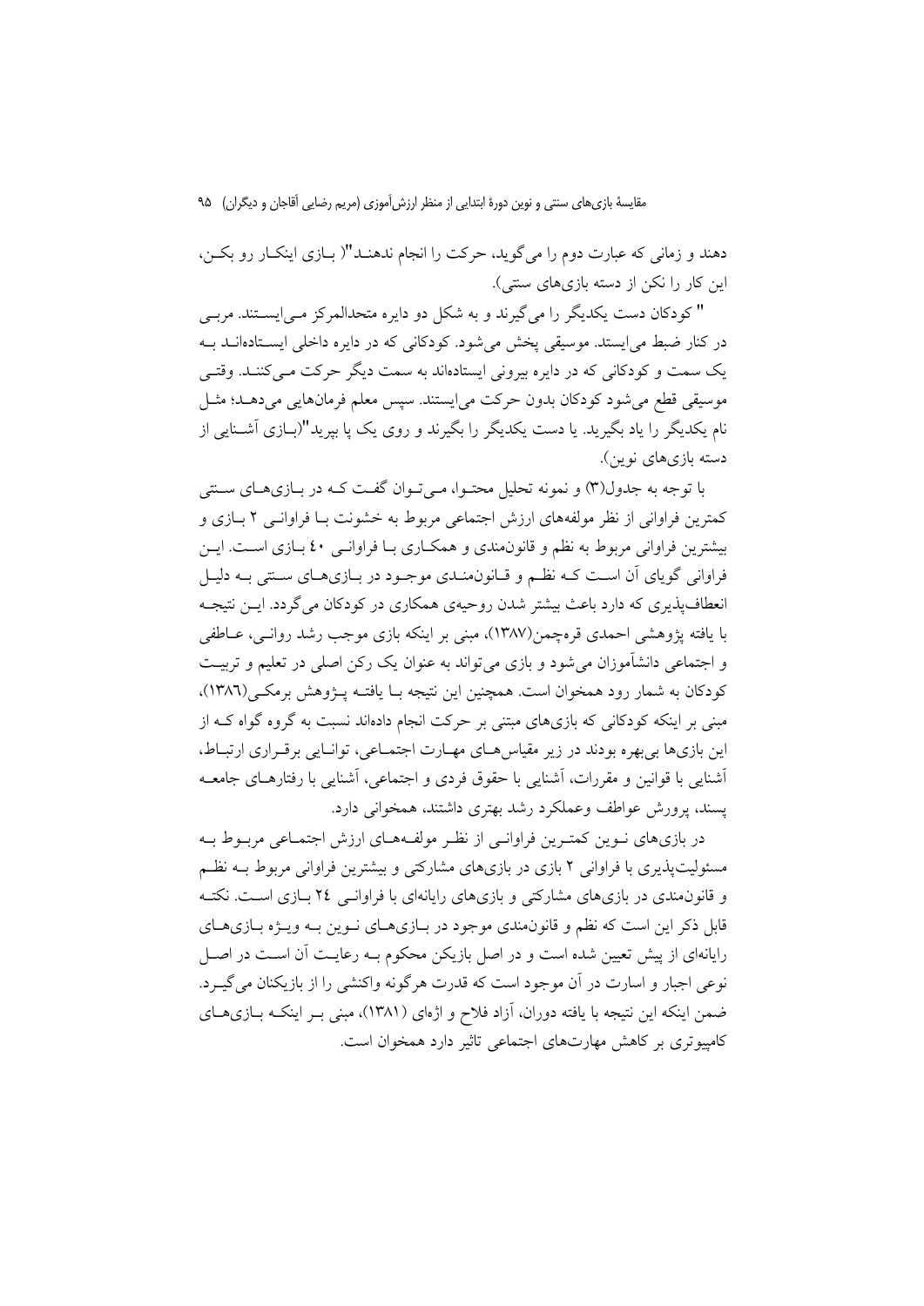دهند و زمانی که عبارت دوم را می‌گوید، حرکت را انجام ندهند"( بـازی اینکـار رو بکـن، این کار را نکن از دسته بازی‌های سنتی).

" کودکان دست یکدیگر را می‌گیرند و به شکل دو دایره متحدالمرکز مـی‌ایسـتند. مربـی در کنار ضبط می‌ایستد. موسیقی پخش می‌شود. کودکانی که در دایره داخلی ایسـتاده‌انـد بـه یک سمت و کودکانی که در دایره بیرونی ایستاده‌اند به سمت دیگر حرکت مـی‌کننـد. وقتـی موسیقی قطع می‌شود کودکان بدون حرکت می‌ایستند. سپس معلم فرمان‌هایی می‌دهـد؛ مثـل نام یکدیگر را یاد بگیرید. یا دست یکدیگر را بگیرند و روی یک پا بپرید"(بـازی آشـنایی از دسته بازی‌های نوین).

با توجه به جدول(۳) و نمونه تحلیل محتـوا، مـی‌تـوان گفـت کـه در بـازی‌هـای سـنتی کمترین فراوانی از نظر مولفه‌های ارزش اجتماعی مربوط به خشونت بـا فراوانـی ۲ بـازی و بیشترین فراوانی مربوط به نظم و قانون‌مندی و همکـاری بـا فراوانـی ٤٠ بـازی اسـت. ایـن فراوانی گویای آن اسـت کـه نظـم و قـانون‌منـدی موجـود در بـازی‌هـای سـنتی بـه دلیـل انعطاف‌پذیری که دارد باعث بیشتر شدن روحیه‌ی همکاری در کودکان می‌گردد. ایـن نتیجـه با یافته پژوهشی احمدی قره‌چمن(۱۳۸۷)، مبنی بر اینکه بازی موجب رشد روانـی، عـاطفی و اجتماعی دانش‌آموزان می‌شود و بازی می‌تواند به عنوان یک رکن اصلی در تعلیم و تربیـت کودکان به شمار رود همخوان است. همچنین این نتیجه بـا یافتـه پـژوهش برمکـی(۱۳۸٦)، مبنی بر اینکه کودکانی که بازی‌های مبتنی بر حرکت انجام داده‌اند نسبت به گروه گواه کـه از این بازی‌ها بی‌بهره بودند در زیر مقیاس‌هـای مهـارت اجتمـاعی، توانـایی برقـراری ارتبـاط، آشنایی با قوانین و مقررات، آشنایی با حقوق فردی و اجتماعی، آشنایی با رفتارهـای جامعـه پسند، پرورش عواطف وعملکرد رشد بهتری داشتند، همخوانی دارد.

در بازی‌های نـوین کمتـرین فراوانـی از نظـر مولفـه‌هـای ارزش اجتمـاعی مربـوط بـه مسئولیت‌پذیری با فراوانی ۲ بازی در بازی‌های مشارکتی و بیشترین فراوانی مربوط بـه نظـم و قانون‌مندی در بازی‌های مشارکتی و بازی‌های رایانه‌ای با فراوانـی ۲٤ بـازی اسـت. نکتـه قابل ذکر این است که نظم و قانون‌مندی موجود در بـازی‌هـای نـوین بـه ویـژه بـازی‌هـای رایانه‌ای از پیش تعیین شده است و در اصل بازیکن محکوم بـه رعایـت آن اسـت در اصـل نوعی اجبار و اسارت در آن موجود است که قدرت هرگونه واکنشی را از بازیکنان می‌گیـرد. ضمن اینکه این نتیجه با یافته دوران، آزاد فلاح و اژه‌ای (۱۳۸۱)، مبنی بـر اینکـه بـازی‌هـای کامپیوتری بر کاهش مهارت‌های اجتماعی تاثیر دارد همخوان است.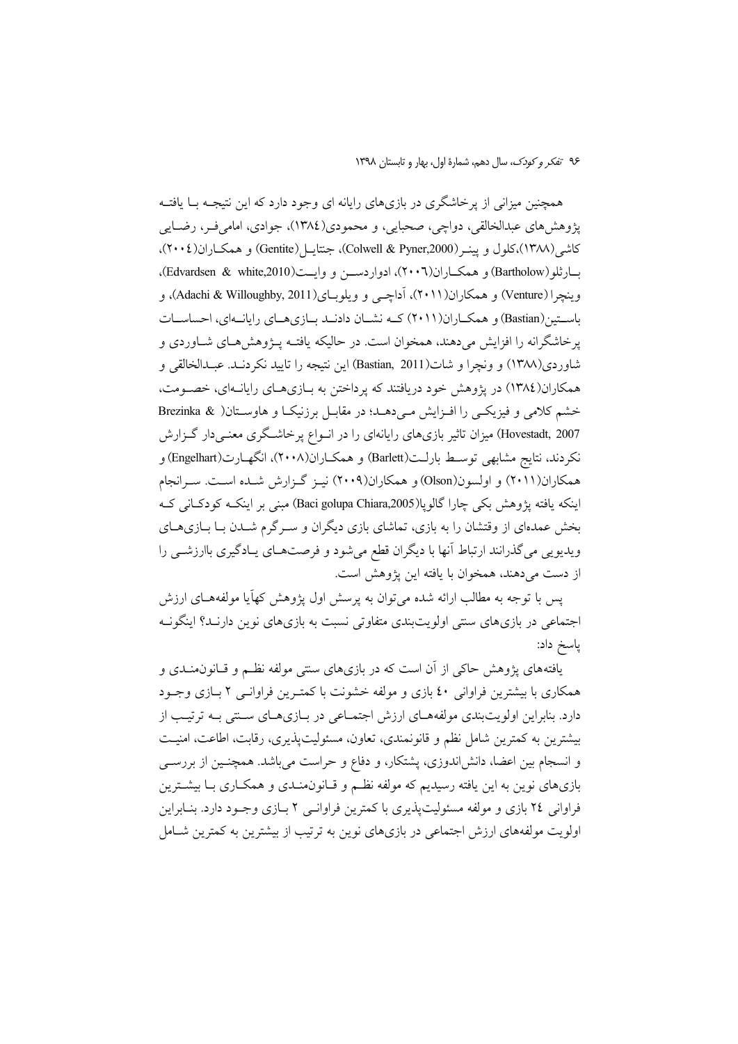همچنین میزانی از پرخاشگری در بازی‌های رایانه ای وجود دارد که این نتیجه با یافته پژوهش‌های عبدالخالقی، دواچی، صحابی، و محمودی(۱۳۸٤)، جوادی، امامی‌فر، رضایی کاشی(۱۳۸۸)،کلول و پینر(Colwell & Pyner,2000)، جنتایل(Gentite) و همکاران(۲۰۰٤)، بارثلو(Bartholow) و همکاران(۲۰۰٦)، ادواردسن و وایت(Edvardsen & white,2010)، وینچرا (Venture) و همکاران(۲۰۱۱)، آداچی و ویلوبای(Adachi & Willoughby, 2011)، و باستین(Bastian) و همکاران(۲۰۱۱) که نشان دادند بازی‌های رایانه‌ای، احساسات پرخاشگرانه را افزایش می‌دهند، همخوان است. در حالیکه یافته پژوهش‌های شاوردی و شاوردی(۱۳۸۸) و ونچرا و شات(Bastian, 2011) این نتیجه را تایید نکردند. عبدالخالقی و همکاران(۱۳۸٤) در پژوهش خود دریافتند که پرداختن به بازی‌های رایانه‌ای، خصومت، خشم کلامی و فیزیکی را افزایش می‌دهد؛ در مقابل برزنیکا و هاوستان( Brezinka & Hovestadt, 2007) میزان تاثیر بازی‌های رایانه‌ای را در انواع پرخاشگری معنی‌دار گزارش نکردند، نتایج مشابهی توسط بارلت(Barlett) و همکاران(۲۰۰۸)، انگهارت(Engelhart) و همکاران(۲۰۱۱) و اولسون(Olson) و همکاران(۲۰۰۹) نیز گزارش شده است. سرانجام اینکه یافته پژوهش بکی چارا گالوپا(Baci golupa Chiara,2005) مبنی بر اینکه کودکانی که بخش عمده‌ای از وقتشان را به بازی، تماشای بازی دیگران و سرگرم شدن با بازی‌های ویدیویی می‌گذرانند ارتباط آنها با دیگران قطع می‌شود و فرصت‌های یادگیری باارزشی را از دست می‌دهند، همخوان با یافته این پژوهش است.

پس با توجه به مطالب ارائه شده می‌توان به پرسش اول پژوهش کهآیا مولفه‌های ارزش اجتماعی در بازی‌های سنتی اولویت‌بندی متفاوتی نسبت به بازی‌های نوین دارند؟ اینگونه پاسخ داد:

یافته‌های پژوهش حاکی از آن است که در بازی‌های سنتی مولفه نظم و قانون‌مندی و همکاری با بیشترین فراوانی ٤٠ بازی و مولفه خشونت با کمترین فراوانی ۲ بازی وجود دارد. بنابراین اولویت‌بندی مولفه‌های ارزش اجتماعی در بازی‌های سنتی به ترتیب از بیشترین به کمترین شامل نظم و قانونمندی، تعاون، مسئولیت‌پذیری، رقابت، اطاعت، امنیت و انسجام بین اعضا، دانش‌اندوزی، پشتکار، و دفاع و حراست می‌باشد. همچنین از بررسی بازی‌های نوین به این یافته رسیدیم که مولفه نظم و قانون‌مندی و همکاری با بیشترین فراوانی ۲٤ بازی و مولفه مسئولیت‌پذیری با کمترین فراوانی ۲ بازی وجود دارد. بنابراین اولویت مولفه‌های ارزش اجتماعی در بازی‌های نوین به ترتیب از بیشترین به کمترین شامل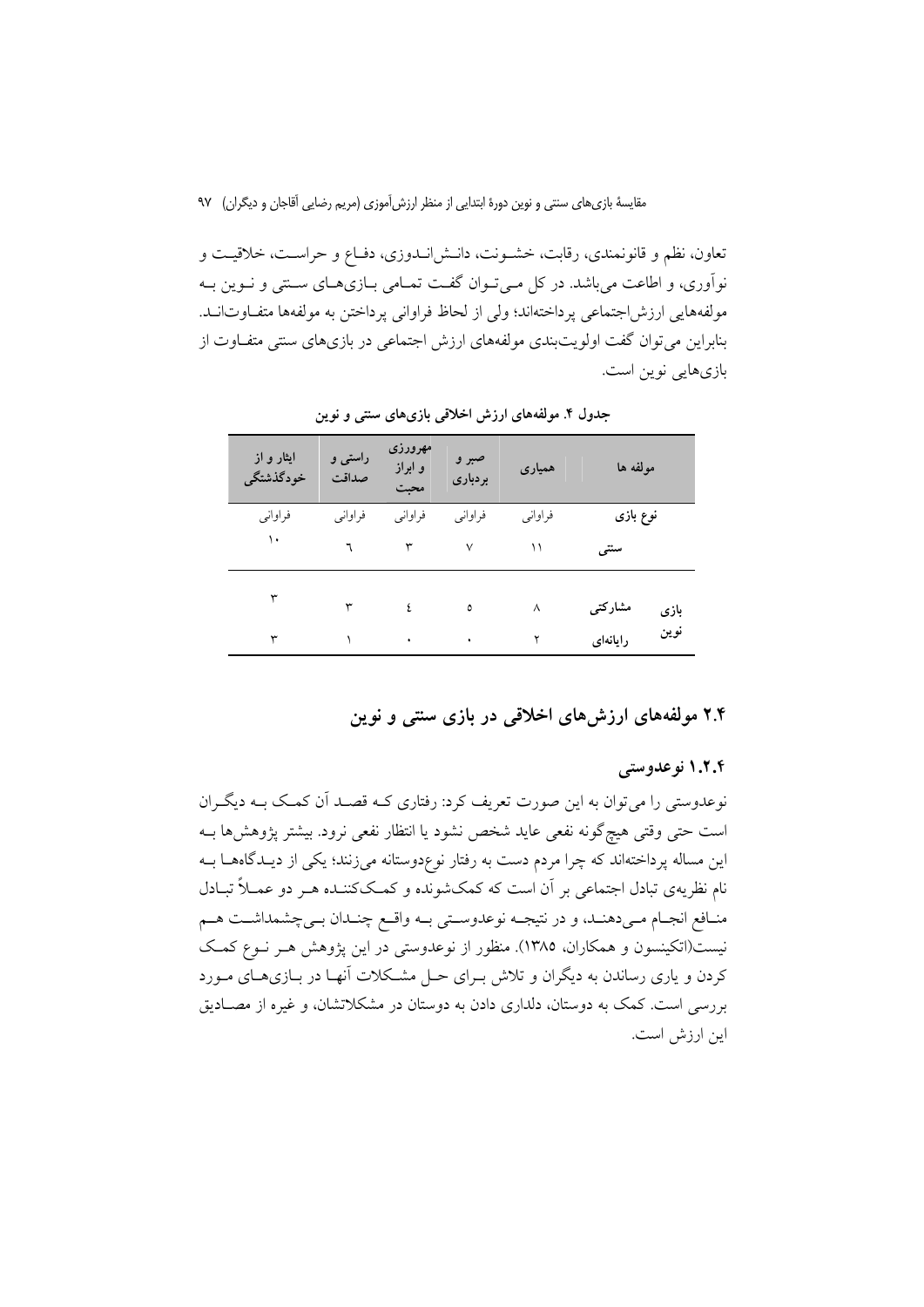تعاون، نظم و قانونمندی، رقابت، خشونت، دانش‌اندوزی، دفاع و حراست، خلاقیت و نوآوری، و اطاعت می‌باشد. در کل می‌توان گفت تمامی بازی‌های سنتی و نوین به مولفه‌هایی ارزش‌اجتماعی پرداخته‌اند؛ ولی از لحاظ فراوانی پرداختن به مولفه‌ها متفاوت‌اند. بنابراین می‌توان گفت اولویت‌بندی مولفه‌های ارزش اجتماعی در بازی‌های سنتی متفاوت از بازی‌هایی نوین است.

**جدول ۴. مولفه‌های ارزش اخلاقی بازی‌های سنتی و نوین**

| مولفه ها | | همیاری | صبر و بردباری | مهرورزی و ابراز محبت | راستی و صداقت | ایثار و از خودگذشتگی |
|---|---|---|---|---|---|---|
| نوع بازی | | فراوانی | فراوانی | فراوانی | فراوانی | فراوانی |
| سنتی | | ۱۱ | ۷ | ۳ | ٦ | ۱۰ |
| بازی نوین | مشارکتی | ۸ | ٥ | ٤ | ۳ | ۳ |
| | رایانه‌ای | ۲ | ۰ | ۰ | ۱ | ۳ |

## ۲.۴ مولفه‌های ارزش‌های اخلاقی در بازی سنتی و نوین

### ۱.۲.۴ نوعدوستی

نوعدوستی را می‌توان به این صورت تعریف کرد: رفتاری که قصد آن کمک به دیگران است حتی وقتی هیچ‌گونه نفعی عاید شخص نشود یا انتظار نفعی نرود. بیشتر پژوهش‌ها به این مساله پرداخته‌اند که چرا مردم دست به رفتار نوع‌دوستانه می‌زنند؛ یکی از دیدگاه‌ها به نام نظریه‌ی تبادل اجتماعی بر آن است که کمک‌شونده و کمک‌کننده هر دو عملاً تبادل منافع انجام می‌دهند، و در نتیجه نوعدوستی به واقع چندان بی‌چشمداشت هم نیست(اتکینسون و همکاران، ۱۳۸۵). منظور از نوعدوستی در این پژوهش هر نوع کمک کردن و یاری رساندن به دیگران و تلاش برای حل مشکلات آنها در بازی‌های مورد بررسی است. کمک به دوستان، دلداری دادن به دوستان در مشکلاتشان، و غیره از مصادیق این ارزش است.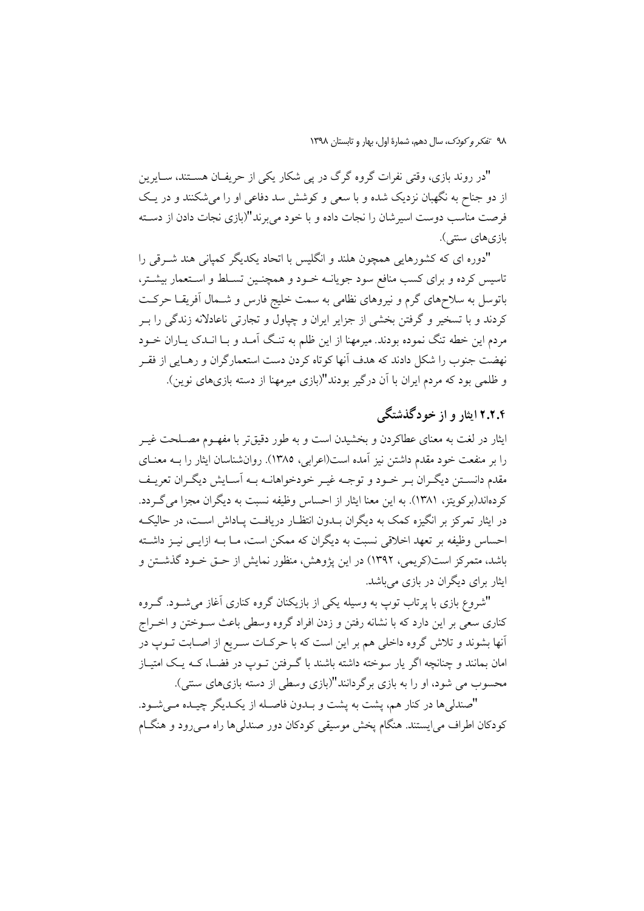"در روند بازی، وقتی نفرات گروه گرگ در پی شکار یکی از حریفـان هسـتند، سـایرین از دو جناح به نگهبان نزدیک شده و با سعی و کوشش سد دفاعی او را می‌شکنند و در یـک فرصت مناسب دوست اسیرشان را نجات داده و با خود می‌برند"(بازی نجات دادن از دسـته بازی‌های سنتی).

"دوره ای که کشورهایی همچون هلند و انگلیس با اتحاد یکدیگر کمپانی هند شـرقی را تاسیس کرده و برای کسب منافع سود جویانـه خـود و همچنـین تسـلط و اسـتعمار بیشـتر، باتوسل به سلاح‌های گرم و نیروهای نظامی به سمت خلیج فارس و شـمال آفریقـا حرکـت کردند و با تسخیر و گرفتن بخشی از جزایر ایران و چپاول و تجارتی ناعادلانه زندگی را بـر مردم این خطه تنگ نموده بودند. میرمهنا از این ظلم به تنـگ آمـد و بـا انـدک یـاران خـود نهضت جنوب را شکل دادند که هدف آنها کوتاه کردن دست استعمارگران و رهـایی از فقـر و ظلمی بود که مردم ایران با آن درگیر بودند"(بازی میرمهنا از دسته بازی‌های نوین).

### ۲.۲.۴ ایثار و از خودگذشتگی

ایثار در لغت به معنای عطاکردن و بخشیدن است و به طور دقیق‌تر با مفهـوم مصـلحت غیـر را بر منفعت خود مقدم داشتن نیز آمده است(اعرابی، ۱۳۸۵). روان‌شناسان ایثار را بـه معنـای مقدم دانسـتن دیگـران بـر خـود و توجـه غیـر خودخواهانـه بـه آسـایش دیگـران تعریـف کرده‌اند(برکویتز، ۱۳۸۱). به این معنا ایثار از احساس وظیفه نسبت به دیگران مجزا می‌گـردد. در ایثار تمرکز بر انگیزه کمک به دیگران بـدون انتظـار دریافـت پـاداش اسـت، در حالیکـه احساس وظیفه بر تعهد اخلاقی نسبت به دیگران که ممکن است، مـا بـه ازایـی نیـز داشـته باشد، متمرکز است(کریمی، ۱۳۹۲) در این پژوهش، منظور نمایش از حـق خـود گذشـتن و ایثار برای دیگران در بازی می‌باشد.

"شروع بازی با پرتاب توپ به وسیله یکی از بازیکنان گروه کناری آغاز می‌شـود. گـروه کناری سعی بر این دارد که با نشانه رفتن و زدن افراد گروه وسطی باعث سـوختن و اخـراج آنها بشوند و تلاش گروه داخلی هم بر این است که با حرکـات سـریع از اصـابت تـوپ در امان بمانند و چنانچه اگر یار سوخته داشته باشند با گـرفتن تـوپ در فضـا، کـه یـک امتیـاز محسوب می شود، او را به بازی برگردانند"(بازی وسطی از دسته بازی‌های سنتی).

"صندلی‌ها در کنار هم، پشت به پشت و بـدون فاصـله از یکـدیگر چیـده مـی‌شـود. کودکان اطراف می‌ایستند. هنگام پخش موسیقی کودکان دور صندلی‌ها راه مـی‌رود و هنگـام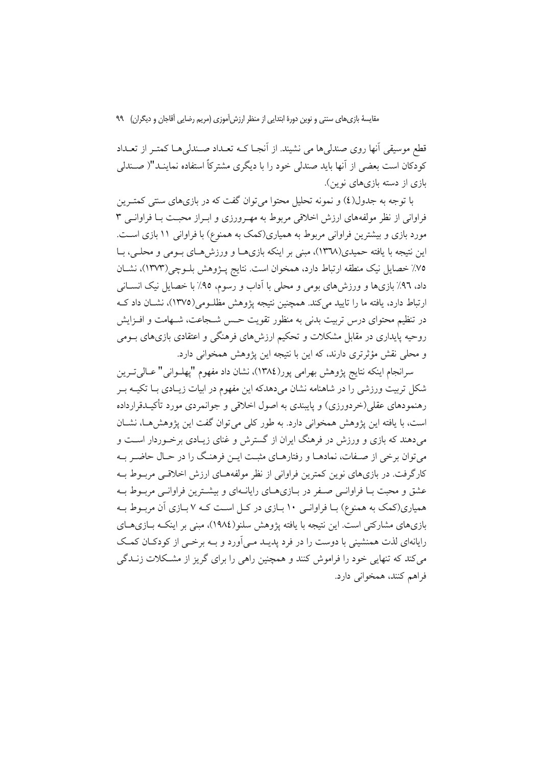قطع موسیقی آنها روی صندلی‌ها می نشیند. از آنجا که تعداد صندلی‌ها کمتر از تعداد کودکان است بعضی از آنها باید صندلی خود را با دیگری مشترکاً استفاده نمایند"( صندلی بازی از دسته بازی‌های نوین).

با توجه به جدول(٤) و نمونه تحلیل محتوا می‌توان گفت که در بازی‌های سنتی کمترین فراوانی از نظر مولفه‌های ارزش اخلاقی مربوط به مهرورزی و ابراز محبت با فراوانی ۳ مورد بازی و بیشترین فراوانی مربوط به همیاری(کمک به همنوع) با فراوانی ۱۱ بازی است. این نتیجه با یافته حمیدی(١٣٦٨)، مبنی بر اینکه بازی‌ها و ورزش‌های بومی و محلی، با ٧٥٪ خصایل نیک منطقه ارتباط دارد، همخوان است. نتایج پژوهش بلوچی(١٣٧٣)، نشان داد، ٩٦٪ بازی‌ها و ورزش‌های بومی و محلی با آداب و رسوم، ٩٥٪ با خصایل نیک انسانی ارتباط دارد، یافته ما را تایید می‌کند. همچنین نتیجه پژوهش مظلومی(١٣٧٥)، نشان داد که در تنظیم محتوای درس تربیت بدنی به منظور تقویت حس شجاعت، شهامت و افزایش روحیه پایداری در مقابل مشکلات و تحکیم ارزش‌های فرهنگی و اعتقادی بازی‌های بومی و محلی نقش مؤثرتری دارند، که این با نتیجه این پژوهش همخوانی دارد.

سرانجام اینکه نتایج پژوهش بهرامی پور(١٣٨٤)، نشان داد مفهوم "پهلوانی" عالی‌ترین شکل تربیت ورزشی را در شاهنامه نشان می‌دهدکه این مفهوم در ابیات زیادی با تکیه بر رهنمودهای عقلی(خردورزی) و پایبندی به اصول اخلاقی و جوانمردی مورد تأکیدقرارداده است، با یافته این پژوهش همخوانی دارد. به طور کلی می‌توان گفت این پژوهش‌ها، نشان می‌دهند که بازی و ورزش در فرهنگ ایران از گسترش و غنای زیادی برخوردار است و می‌توان برخی از صفات، نمادها و رفتارهای مثبت این فرهنگ را در حال حاضر به کارگرفت. در بازی‌های نوین کمترین فراوانی از نظر مولفه‌های ارزش اخلاقی مربوط به عشق و محبت با فراوانی صفر در بازی‌های رایانه‌ای و بیشترین فراوانی مربوط به همیاری(کمک به همنوع) با فراوانی ۱۰ بازی در کل است که ۷ بازی آن مربوط به بازی‌های مشارکتی است. این نتیجه با یافته پژوهش سلنو(١٩٨٤)، مبنی بر اینکه بازی‌های رایانه‌ای لذت همنشینی با دوست را در فرد پدید می‌آورد و به برخی از کودکان کمک می‌کند که تنهایی خود را فراموش کنند و همچنین راهی را برای گریز از مشکلات زندگی فراهم کنند، همخوانی دارد.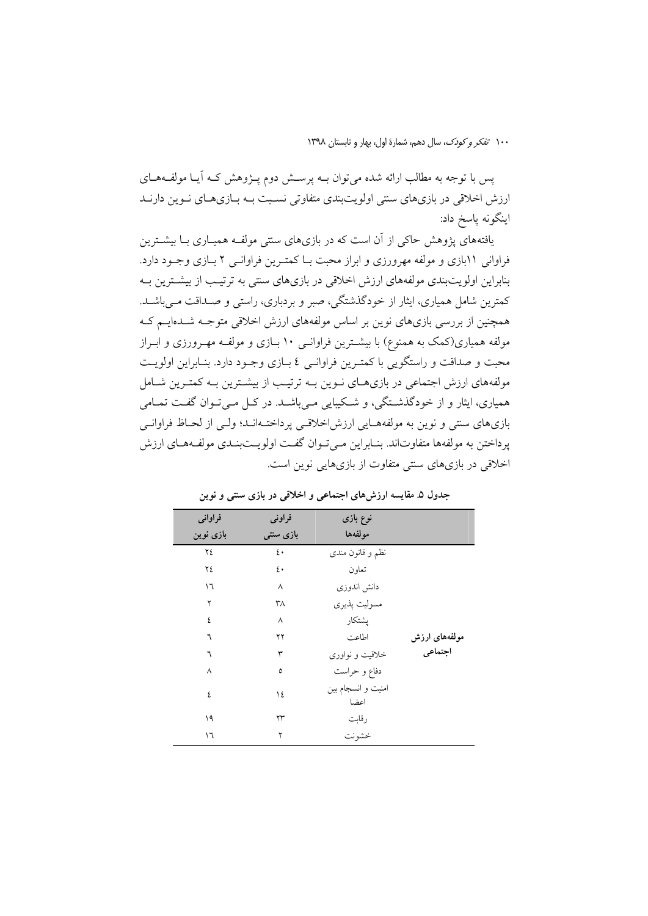پس با توجه به مطالب ارائه شده می‌توان بـه پرسـش دوم پـژوهش کـه آیـا مولفـه‌هـای ارزش اخلاقی در بازی‌های سنتی اولویت‌بندی متفاوتی نسـبت بـه بـازی‌هـای نـوین دارنـد اینگونه پاسخ داد:

یافته‌های پژوهش حاکی از آن است که در بازی‌های سنتی مولفـه همیـاری بـا بیشـترین فراوانی ۱۱بازی و مولفه مهرورزی و ابراز محبت بـا کمتـرین فراوانـی ۲ بـازی وجـود دارد. بنابراین اولویت‌بندی مولفه‌های ارزش اخلاقی در بازی‌های سنتی به ترتیـب از بیشـترین بـه کمترین شامل همیاری، ایثار از خودگذشتگی، صبر و بردباری، راستی و صـداقت مـی‌باشـد. همچنین از بررسی بازی‌های نوین بر اساس مولفه‌های ارزش اخلاقی متوجـه شـده‌ایـم کـه مولفه همیاری(کمک به همنوع) با بیشـترین فراوانـی ۱۰ بـازی و مولفـه مهـرورزی و ابـراز محبت و صداقت و راستگویی با کمتـرین فراوانـی ٤ بـازی وجـود دارد. بنـابراین اولویـت مولفه‌های ارزش اجتماعی در بازی‌هـای نـوین بـه ترتیـب از بیشـترین بـه کمتـرین شـامل همیاری، ایثار و از خودگذشـتگی، و شـکیبایی مـی‌باشـد. در کـل مـی‌تـوان گفـت تمـامی بازی‌های سنتی و نوین به مولفه‌هـایی ارزش‌اخلاقـی پرداختـه‌انـد؛ ولـی از لحـاظ فراوانـی پرداختن به مولفه‌ها متفاوت‌اند. بنـابراین مـی‌تـوان گفـت اولویـت‌بنـدی مولفـه‌هـای ارزش اخلاقی در بازی‌های سنتی متفاوت از بازی‌هایی نوین است.

**جدول ۵. مقایسه ارزش‌های اجتماعی و اخلاقی در بازی سنتی و نوین**

| | نوع بازی / مولفه‌ها | فراونی بازی سنتی | فراوانی بازی نوین |
|---|---|---|---|
| **مولفه‌های ارزش اجتماعی** | نظم و قانون مندی | ٤٠ | ٢٤ |
| | تعاون | ٤٠ | ٢٤ |
| | دانش اندوزی | ٨ | ١٦ |
| | مسولیت پذیری | ٣٨ | ٢ |
| | پشتکار | ٨ | ٤ |
| | اطاعت | ٢٢ | ٦ |
| | خلاقیت و نواوری | ٣ | ٦ |
| | دفاع و حراست | ٥ | ٨ |
| | امنیت و انسجام بین اعضا | ١٤ | ٤ |
| | رقابت | ٢٣ | ١٩ |
| | خشونت | ٢ | ١٦ |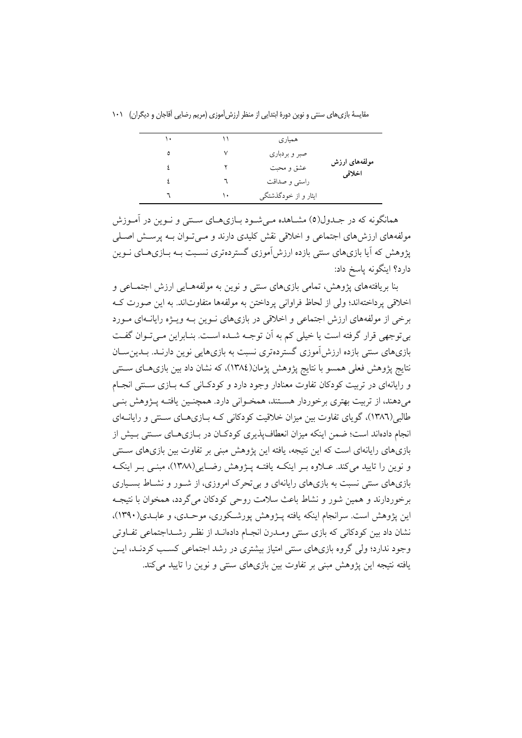| | | | |
|---|---|---|---|
| مولفه‌های ارزش اخلاقی | همیاری | ۱۱ | ۱۰ |
| | صبر و بردباری | ۷ | ۵ |
| | عشق و محبت | ۲ | ٤ |
| | راستی و صداقت | ٦ | ٤ |
| | ایثار و از خودگذشتگی | ۱۰ | ٦ |

همانگونه که در جدول(۵) مشاهده می‌شود بازی‌های سنتی و نوین در آموزش مولفه‌های ارزش‌های اجتماعی و اخلاقی نقش کلیدی دارند و می‌توان به پرسش اصلی پژوهش که آیا بازی‌های سنتی بازده ارزش‌آموزی گسترده‌تری نسبت به بازی‌های نوین دارد؟ اینگونه پاسخ داد:

بنا بریافته‌های پژوهش، تمامی بازی‌های سنتی و نوین به مولفه‌هایی ارزش اجتماعی و اخلاقی پرداخته‌اند؛ ولی از لحاظ فراوانی پرداختن به مولفه‌ها متفاوت‌اند. به این صورت که برخی از مولفه‌های ارزش اجتماعی و اخلاقی در بازی‌های نوین به ویژه رایانه‌ای مورد بی‌توجهی قرار گرفته است یا خیلی کم به آن توجه شده است. بنابراین می‌توان گفت بازی‌های سنتی بازده ارزش‌آموزی گسترده‌تری نسبت به بازی‌هایی نوین دارند. بدین‌سان نتایج پژوهش فعلی همسو با نتایج پژوهش پژمان(۱۳۸٤)، که نشان داد بین بازی‌های سنتی و رایانه‌ای در تربیت کودکان تفاوت معنادار وجود دارد و کودکانی که بازی سنتی انجام می‌دهند، از تربیت بهتری برخوردار هستند، همخوانی دارد. همچنین یافته پژوهش بنی طالبی(۱۳۸٦)، گویای تفاوت بین میزان خلاقیت کودکانی که بازی‌های سنتی و رایانه‌ای انجام داده‌اند است؛ ضمن اینکه میزان انعطاف‌پذیری کودکان در بازی‌های سنتی بیش از بازی‌های رایانه‌ای است که این نتیجه، یافته این پژوهش مبنی بر تفاوت بین بازی‌های سنتی و نوین را تایید می‌کند. علاوه بر اینکه یافته پژوهش رضایی(۱۳۸۸)، مبنی بر اینکه بازی‌های سنتی نسبت به بازی‌های رایانه‌ای و بی‌تحرک امروزی، از شور و نشاط بسیاری برخوردارند و همین شور و نشاط باعث سلامت روحی کودکان می‌گردد، همخوان با نتیجه این پژوهش است. سرانجام اینکه یافته پژوهش پورشکوری، موحدی، و عابدی(۱۳۹۰)، نشان داد بین کودکانی که بازی سنتی ومدرن انجام داده‌اند از نظر رشداجتماعی تفاوتی وجود ندارد؛ ولی گروه بازی‌های سنتی امتیاز بیشتری در رشد اجتماعی کسب کردند، این یافته نتیجه این پژوهش مبنی بر تفاوت بین بازی‌های سنتی و نوین را تایید می‌کند.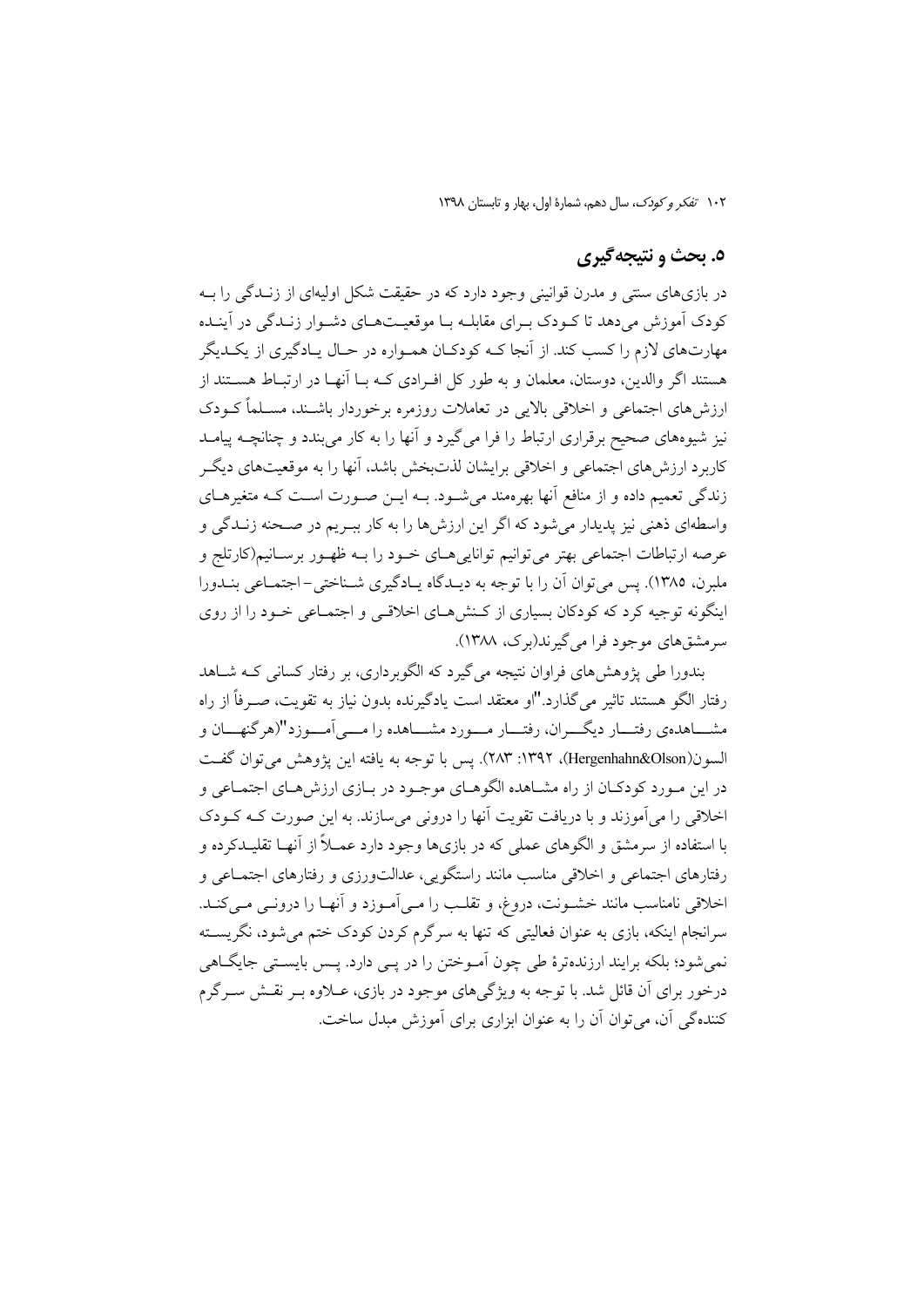## ۵. بحث و نتیجه‌گیری

در بازی‌های سنتی و مدرن قوانینی وجود دارد که در حقیقت شکل اولیه‌ای از زندگی را به کودک آموزش می‌دهد تا کودک برای مقابله با موقعیت‌های دشوار زندگی در آینده مهارت‌های لازم را کسب کند. از آنجا که کودکان همواره در حال یادگیری از یکدیگر هستند اگر والدین، دوستان، معلمان و به طور کل افرادی که با آنها در ارتباط هستند از ارزش‌های اجتماعی و اخلاقی بالایی در تعاملات روزمره برخوردار باشند، مسلماً کودک نیز شیوه‌های صحیح برقراری ارتباط را فرا می‌گیرد و آنها را به کار می‌بندد و چنانچه پیامد کاربرد ارزش‌های اجتماعی و اخلاقی برایشان لذت‌بخش باشد، آنها را به موقعیت‌های دیگر زندگی تعمیم داده و از منافع آنها بهره‌مند می‌شود. به این صورت است که متغیرهای واسطه‌ای ذهنی نیز پدیدار می‌شود که اگر این ارزش‌ها را به کار ببریم در صحنه زندگی و عرصه ارتباطات اجتماعی بهتر می‌توانیم توانایی‌های خود را به ظهور برسانیم(کارتلج و ملبرن، ۱۳۸۵). پس می‌توان آن را با توجه به دیدگاه یادگیری شناختی- اجتماعی بندورا اینگونه توجیه کرد که کودکان بسیاری از کنش‌های اخلاقی و اجتماعی خود را از روی سرمشق‌های موجود فرا می‌گیرند(برک، ۱۳۸۸).

بندورا طی پژوهش‌های فراوان نتیجه می‌گیرد که الگوبرداری، بر رفتار کسانی که شاهد رفتار الگو هستند تاثیر می‌گذارد."او معتقد است یادگیرنده بدون نیاز به تقویت، صرفاً از راه مشاهده‌ی رفتار دیگران، رفتار مورد مشاهده را می‌آموزد"(هرگنهان و السون(Hergenhahn&Olson)، ۱۳۹۲: ۲۸۳). پس با توجه به یافته این پژوهش می‌توان گفت در این مورد کودکان از راه مشاهده الگوهای موجود در بازی ارزش‌های اجتماعی و اخلاقی را می‌آموزند و با دریافت تقویت آنها را درونی می‌سازند. به این صورت که کودک با استفاده از سرمشق و الگوهای عملی که در بازی‌ها وجود دارد عملاً از آنها تقلیدکرده و رفتارهای اجتماعی و اخلاقی مناسب مانند راستگویی، عدالت‌ورزی و رفتارهای اجتماعی و اخلاقی نامناسب مانند خشونت، دروغ، و تقلب را می‌آموزد و آنها را درونی می‌کند. سرانجام اینکه، بازی به عنوان فعالیتی که تنها به سرگرم کردن کودک ختم می‌شود، نگریسته نمی‌شود؛ بلکه برایند ارزنده‌ترۀ طی چون آموختن را در پی دارد. پس بایستی جایگاهی درخور برای آن قائل شد. با توجه به ویژگی‌های موجود در بازی، علاوه بر نقش سرگرم کنندگی آن، می‌توان آن را به عنوان ابزاری برای آموزش مبدل ساخت.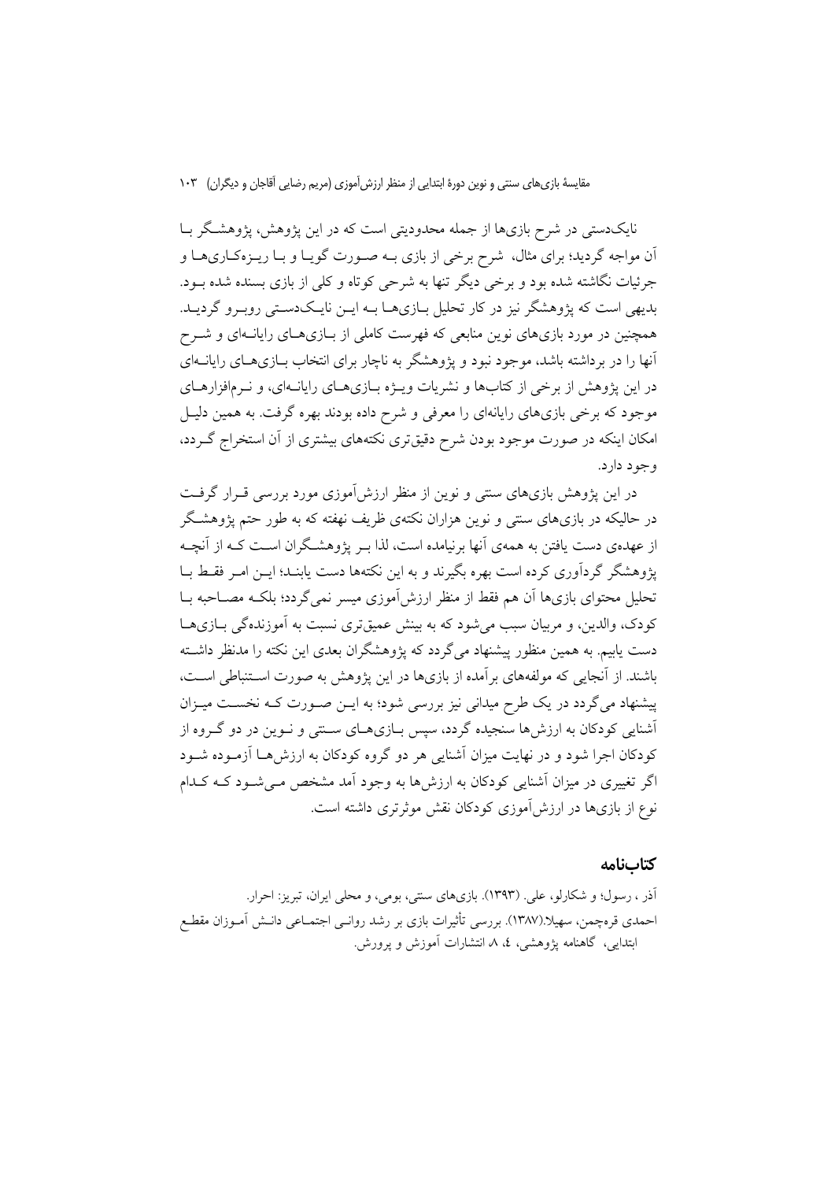نایک‌دستی در شرح بازی‌ها از جمله محدودیتی است که در این پژوهش، پژوهشگر با آن مواجه گردید؛ برای مثال، شرح برخی از بازی به صورت گویا و با ریزه‌کاری‌ها و جرئیات نگاشته شده بود و برخی دیگر تنها به شرحی کوتاه و کلی از بازی بسنده شده بود. بدیهی است که پژوهشگر نیز در کار تحلیل بازی‌ها به این نایک‌دستی روبرو گردید. همچنین در مورد بازی‌های نوین منابعی که فهرست کاملی از بازی‌های رایانه‌ای و شرح آنها را در برداشته باشد، موجود نبود و پژوهشگر به ناچار برای انتخاب بازی‌های رایانه‌ای در این پژوهش از برخی از کتاب‌ها و نشریات ویژه بازی‌های رایانه‌ای، و نرم‌افزارهای موجود که برخی بازی‌های رایانه‌ای را معرفی و شرح داده بودند بهره گرفت. به همین دلیل امکان اینکه در صورت موجود بودن شرح دقیق‌تری نکته‌های بیشتری از آن استخراج گردد، وجود دارد.

در این پژوهش بازی‌های سنتی و نوین از منظر ارزش‌آموزی مورد بررسی قرار گرفت در حالیکه در بازی‌های سنتی و نوین هزاران نکته‌ی ظریف نهفته که به طور حتم پژوهشگر از عهده‌ی دست یافتن به همه‌ی آنها برنیامده است، لذا بر پژوهشگران است که از آنچه پژوهشگر گردآوری کرده است بهره بگیرند و به این نکته‌ها دست یابند؛ این امر فقط با تحلیل محتوای بازی‌ها آن هم فقط از منظر ارزش‌آموزی میسر نمی‌گردد؛ بلکه مصاحبه با کودک، والدین، و مربیان سبب می‌شود که به بینش عمیق‌تری نسبت به آموزندگی بازی‌ها دست یابیم. به همین منظور پیشنهاد می‌گردد که پژوهشگران بعدی این نکته را مدنظر داشته باشند. از آنجایی که مولفه‌های برآمده از بازی‌ها در این پژوهش به صورت استنباطی است، پیشنهاد می‌گردد در یک طرح میدانی نیز بررسی شود؛ به این صورت که نخست میزان آشنایی کودکان به ارزش‌ها سنجیده گردد، سپس بازی‌های سنتی و نوین در دو گروه از کودکان اجرا شود و در نهایت میزان آشنایی هر دو گروه کودکان به ارزش‌ها آزموده شود اگر تغییری در میزان آشنایی کودکان به ارزش‌ها به وجود آمد مشخص می‌شود که کدام نوع از بازی‌ها در ارزش‌آموزی کودکان نقش موثرتری داشته است.

## کتاب‌نامه

آذر ، رسول؛ و شکارلو، علی. (۱۳۹۳). بازی‌های سنتی، بومی، و محلی ایران، تبریز: احرار.

احمدی قره‌چمن، سهیلا.(۱۳۸۷). بررسی تأثیرات بازی بر رشد روانی اجتماعی دانش آموزان مقطع ابتدایی، گاهنامه پژوهشی، ٤، ٨ انتشارات آموزش و پرورش.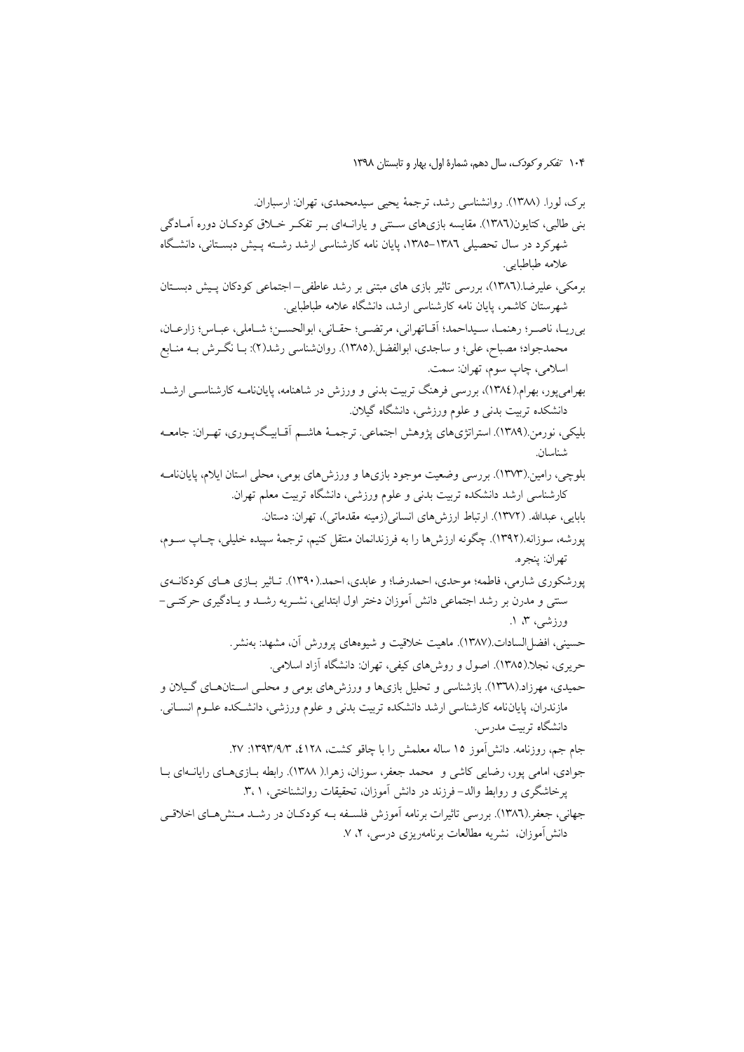برک، لورا. (۱۳۸۸). روانشناسی رشد، ترجمهٔ یحیی سیدمحمدی، تهران: ارسباران.

بنی طالبی، کتایون(۱۳۸٦). مقایسه بازی‌های سنتی و یارانه‌ای بر تفکر خلاق کودکان دوره آمادگی شهرکرد در سال تحصیلی ۱۳۸٦–۱۳۸۵، پایان نامه کارشناسی ارشد رشته پیش دبستانی، دانشگاه علامه طباطبایی.

برمکی، علیرضا.(۱۳۸٦)، بررسی تاثیر بازی های مبتنی بر رشد عاطفی– اجتماعی کودکان پیش دبستان شهرستان کاشمر، پایان نامه کارشناسی ارشد، دانشگاه علامه طباطبایی.

بی‌ریا، ناصر؛ رهنما، سیداحمد؛ آقاتهرانی، مرتضی؛ حقانی، ابوالحسن؛ شاملی، عباس؛ زارعان، محمدجواد؛ مصباح، علی؛ و ساجدی، ابوالفضل.(۱۳۸۵). روان‌شناسی رشد(۲): با نگرش به منابع اسلامی، چاپ سوم، تهران: سمت.

بهرامی‌پور، بهرام.(۱۳۸٤)، بررسی فرهنگ تربیت بدنی و ورزش در شاهنامه، پایان‌نامه کارشناسی ارشد دانشکده تربیت بدنی و علوم ورزشی، دانشگاه گیلان.

بلیکی، نورمن.(۱۳۸۹). استراتژی‌های پژوهش اجتماعی. ترجمهٔ هاشم آقابیگ‌پوری، تهران: جامعه شناسان.

بلوچی، رامین.(۱۳۷۳). بررسی وضعیت موجود بازی‌ها و ورزش‌های بومی، محلی استان ایلام، پایان‌نامه کارشناسی ارشد دانشکده تربیت بدنی و علوم ورزشی، دانشگاه تربیت معلم تهران.

بابایی، عبدالله. (۱۳۷۲). ارتباط ارزش‌های انسانی(زمینه مقدماتی)، تهران: دستان.

پورشه، سوزانه.(۱۳۹۲). چگونه ارزش‌ها را به فرزندانمان منتقل کنیم، ترجمهٔ سپیده خلیلی، چاپ سوم، تهران: پنجره.

پورشکوری شارمی، فاطمه؛ موحدی، احمدرضا؛ و عابدی، احمد.(۱۳۹۰). تاثیر بازی های کودکانه‌ی سنتی و مدرن بر رشد اجتماعی دانش آموزان دختر اول ابتدایی، نشریه رشد و یادگیری حرکتی– ورزشی، ۳، ۱.

حسینی، افضل‌السادات.(۱۳۸۷). ماهیت خلاقیت و شیوه‌های پرورش آن، مشهد: به‌نشر.

حریری، نجلا.(۱۳۸۵). اصول و روش‌های کیفی، تهران: دانشگاه آزاد اسلامی.

حمیدی، مهرزاد.(۱۳٦۸). بازشناسی و تحلیل بازی‌ها و ورزش‌های بومی و محلی استان‌های گیلان و مازندران، پایان‌نامه کارشناسی ارشد دانشکده تربیت بدنی و علوم ورزشی، دانشکده علوم انسانی. دانشگاه تربیت مدرس.

جام جم، روزنامه. دانش‌آموز ۱۵ ساله معلمش را با چاقو کشت، ٤۱۲۸، ۱۳۹۳/۹/۳: ۲۷.

جوادی، امامی پور، رضایی کاشی و محمد جعفر، سوزان، زهرا.( ۱۳۸۸). رابطه بازی‌های رایانه‌ای با پرخاشگری و روابط والد– فرزند در دانش آموزان، تحقیقات روانشناختی، ۱، ۳.

جهانی، جعفر.(۱۳۸٦). بررسی تاثیرات برنامه آموزش فلسفه به کودکان در رشد منش‌های اخلاقی دانش‌آموزان، نشریه مطالعات برنامه‌ریزی درسی، ۲، ۷.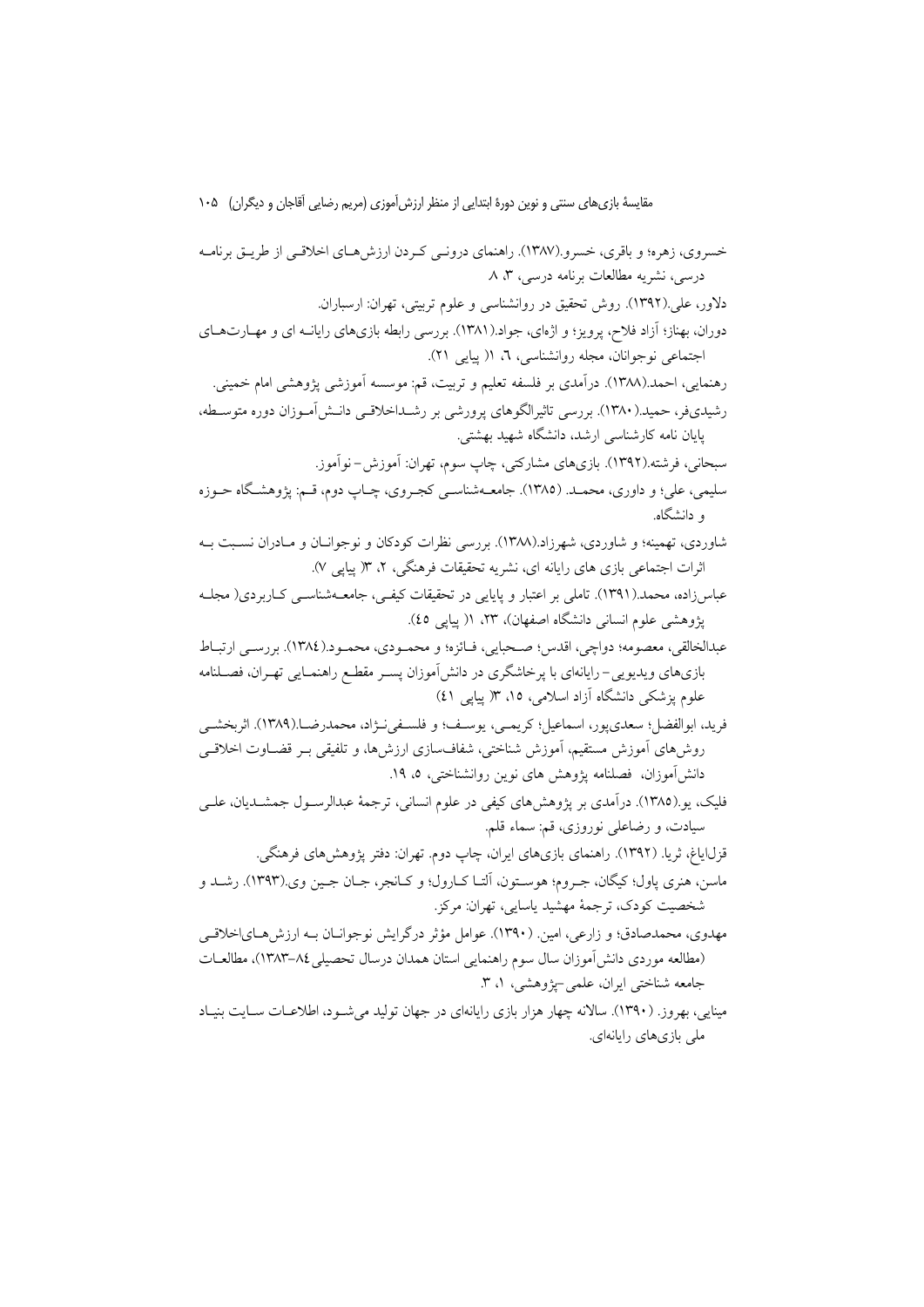خسروی، زهره؛ و باقری، خسرو.(۱۳۸۷). راهنمای درونی کردن ارزش‌های اخلاقی از طریق برنامه درسی، نشریه مطالعات برنامه درسی، ۳، ۸.

دلاور، علی.(۱۳۹۲). روش تحقیق در روانشناسی و علوم تربیتی، تهران: ارسباران.

دوران، بهناز؛ آزاد فلاح، پرویز؛ و اژه‌ای، جواد.(۱۳۸۱). بررسی رابطه بازی‌های رایانه ای و مهارت‌های اجتماعی نوجوانان، مجله روانشناسی، ٦، ۱( پیاپی ۲۱).

رهنمایی، احمد.(۱۳۸۸). درآمدی بر فلسفه تعلیم و تربیت، قم: موسسه آموزشی پژوهشی امام خمینی.

رشیدی‌فر، حمید.( ۱۳۸۰). بررسی تاثیرالگوهای پرورشی بر رشداخلاقی دانش‌آموزان دوره متوسطه، پایان نامه کارشناسی ارشد، دانشگاه شهید بهشتی.

سبحانی، فرشته.(۱۳۹۲). بازی‌های مشارکتی، چاپ سوم، تهران: آموزش- نوآموز.

سلیمی، علی؛ و داوری، محمد. (۱۳۸۵). جامعه‌شناسی کجروی، چاپ دوم، قم: پژوهشگاه حوزه و دانشگاه.

شاوردی، تهمینه؛ و شاوردی، شهرزاد.(۱۳۸۸). بررسی نظرات کودکان و نوجوانان و مادران نسبت به اثرات اجتماعی بازی های رایانه ای، نشریه تحقیقات فرهنگی، ۲، ۳( پیاپی ۷).

عباس‌زاده، محمد.(۱۳۹۱). تاملی بر اعتبار و پایایی در تحقیقات کیفی، جامعه‌شناسی کاربردی( مجله پژوهشی علوم انسانی دانشگاه اصفهان)، ۲۳، ۱( پیاپی ٤٥).

عبدالخالقی، معصومه؛ دواچی، اقدس؛ صحبایی، فائزه؛ و محمودی، محمود.(۱۳۸٤). بررسی ارتباط بازی‌های ویدیویی- رایانه‌ای با پرخاشگری در دانش‌آموزان پسر مقطع راهنمایی تهران، فصلنامه علوم پزشکی دانشگاه آزاد اسلامی، ۱٥، ۳( پیاپی ٤١)

فرید، ابوالفضل؛ سعدی‌پور، اسماعیل؛ کریمی، یوسف؛ و فلسفی‌نژاد، محمدرضا.(۱۳۸۹). اثربخشی روش‌های آموزش مستقیم، آموزش شناختی، شفاف‌سازی ارزش‌ها، و تلفیقی بر قضاوت اخلاقی دانش‌آموزان، فصلنامه پژوهش های نوین روانشناختی، ٥، ۱۹.

فلیک، یو.(۱۳۸٥). درآمدی بر پژوهش‌های کیفی در علوم انسانی، ترجمهٔ عبدالرسول جمشیدیان، علی سیادت، و رضاعلی نوروزی، قم: سماء قلم.

قزل‌ایاغ، ثریا. (۱۳۹۲). راهنمای بازی‌های ایران، چاپ دوم. تهران: دفتر پژوهش‌های فرهنگی.

ماسن، هنری پاول؛ کیگان، جروم؛ هوستون، آلتا کارول؛ و کانجر، جان جین وی.(۱۳۹۳). رشد و شخصیت کودک، ترجمهٔ مهشید یاسایی، تهران: مرکز.

مهدوی، محمدصادق؛ و زارعی، امین. (۱۳۹۰). عوامل مؤثر درگرایش نوجوانان به ارزش‌های‌اخلاقی (مطالعه موردی دانش‌آموزان سال سوم راهنمایی استان همدان درسال تحصیلی ۸٤-۱۳۸۳)، مطالعات جامعه شناختی ایران، علمی-پژوهشی، ۱، ۳.

مینایی، بهروز. (۱۳۹۰). سالانه چهار هزار بازی رایانه‌ای در جهان تولید می‌شود، اطلاعات سایت بنیاد ملی بازی‌های رایانه‌ای.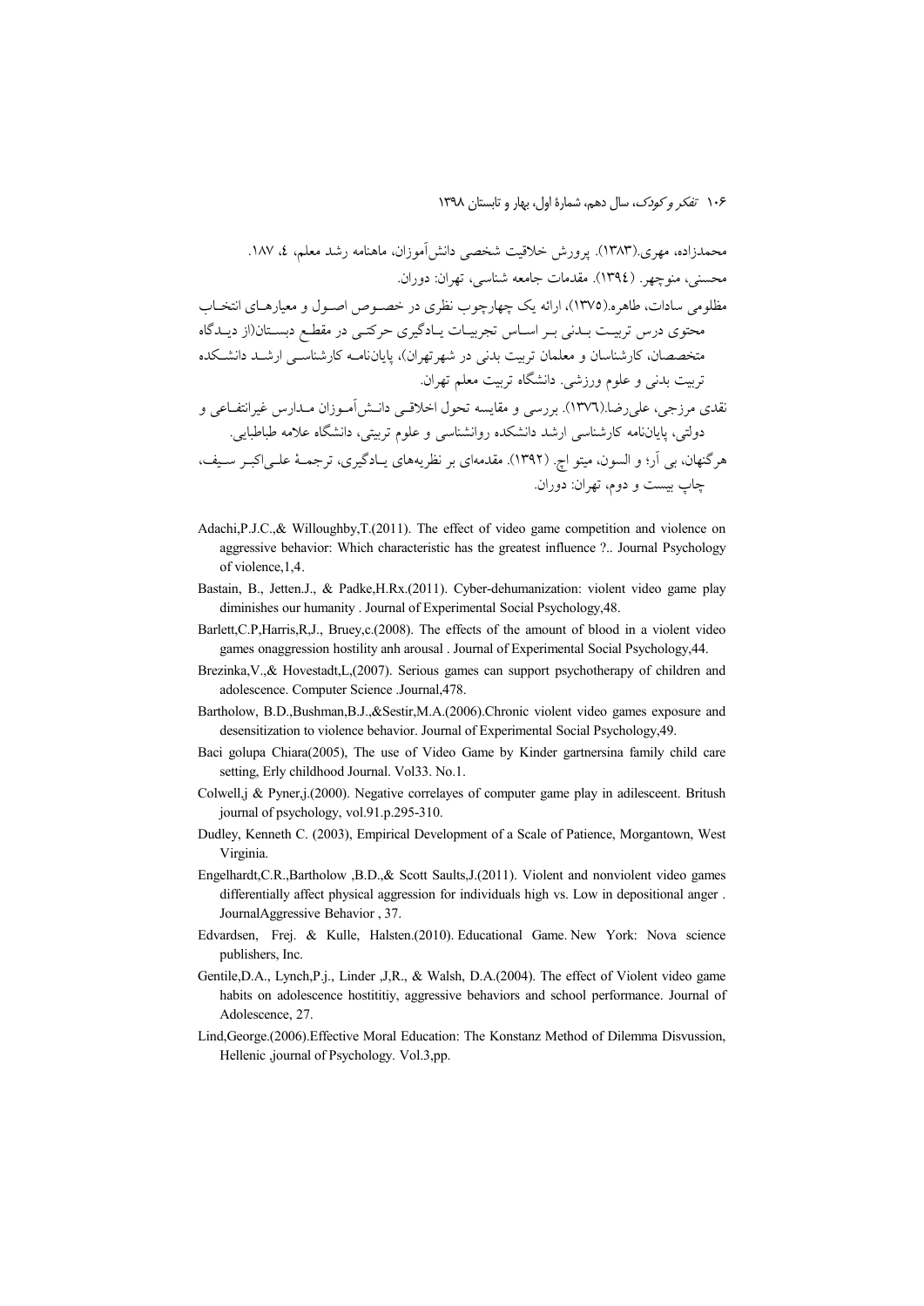محمدزاده، مهری.(۱۳۸۳). پرورش خلاقیت شخصی دانش‌آموزان، ماهنامه رشد معلم، ٤، ۱۸۷.

محسنی، منوچهر. (۱۳۹٤). مقدمات جامعه شناسی، تهران: دوران.

مظلومی سادات، طاهره.(۱۳۷۵)، ارائه یک چهارچوب نظری در خصوص اصول و معیارهای انتخاب محتوی درس تربیت بدنی بر اساس تجربیات یادگیری حرکتی در مقطع دبستان(از دیدگاه متخصصان، کارشناسان و معلمان تربیت بدنی در شهرتهران)، پایان‌نامه کارشناسی ارشد دانشکده تربیت بدنی و علوم ورزشی. دانشگاه تربیت معلم تهران.

نقدی مرزجی، علی‌رضا.(۱۳۷٦). بررسی و مقایسه تحول اخلاقی دانش‌آموزان مدارس غیرانتفاعی و دولتی، پایان‌نامه کارشناسی ارشد دانشکده روانشناسی و علوم تربیتی، دانشگاه علامه طباطبایی.

هرگنهان، بی آر؛ و السون، میتو اچ. (۱۳۹۲). مقدمه‌ای بر نظریه‌های یادگیری، ترجمهٔ علی‌اکبر سیف، چاپ بیست و دوم، تهران: دوران.

Adachi,P.J.C.,& Willoughby,T.(2011). The effect of video game competition and violence on aggressive behavior: Which characteristic has the greatest influence ?.. Journal Psychology of violence,1,4.

Bastain, B., Jetten.J., & Padke,H.Rx.(2011). Cyber-dehumanization: violent video game play diminishes our humanity . Journal of Experimental Social Psychology,48.

Barlett,C.P,Harris,R,J., Bruey,c.(2008). The effects of the amount of blood in a violent video games onaggression hostility anh arousal . Journal of Experimental Social Psychology,44.

Brezinka,V.,& Hovestadt,L,(2007). Serious games can support psychotherapy of children and adolescence. Computer Science .Journal,478.

Bartholow, B.D.,Bushman,B.J.,&Sestir,M.A.(2006).Chronic violent video games exposure and desensitization to violence behavior. Journal of Experimental Social Psychology,49.

Baci golupa Chiara(2005), The use of Video Game by Kinder gartnersina family child care setting, Erly childhood Journal. Vol33. No.1.

Colwell,j & Pyner,j.(2000). Negative correlayes of computer game play in adilesceent. Britush journal of psychology, vol.91.p.295-310.

Dudley, Kenneth C. (2003), Empirical Development of a Scale of Patience, Morgantown, West Virginia.

Engelhardt,C.R.,Bartholow ,B.D.,& Scott Saults,J.(2011). Violent and nonviolent video games differentially affect physical aggression for individuals high vs. Low in depositional anger . JournalAggressive Behavior , 37.

Edvardsen, Frej. & Kulle, Halsten.(2010). Educational Game. New York: Nova science publishers, Inc.

Gentile,D.A., Lynch,P.j., Linder ,J,R., & Walsh, D.A.(2004). The effect of Violent video game habits on adolescence hostititiy, aggressive behaviors and school performance. Journal of Adolescence, 27.

Lind,George.(2006).Effective Moral Education: The Konstanz Method of Dilemma Disvussion, Hellenic ,journal of Psychology. Vol.3,pp.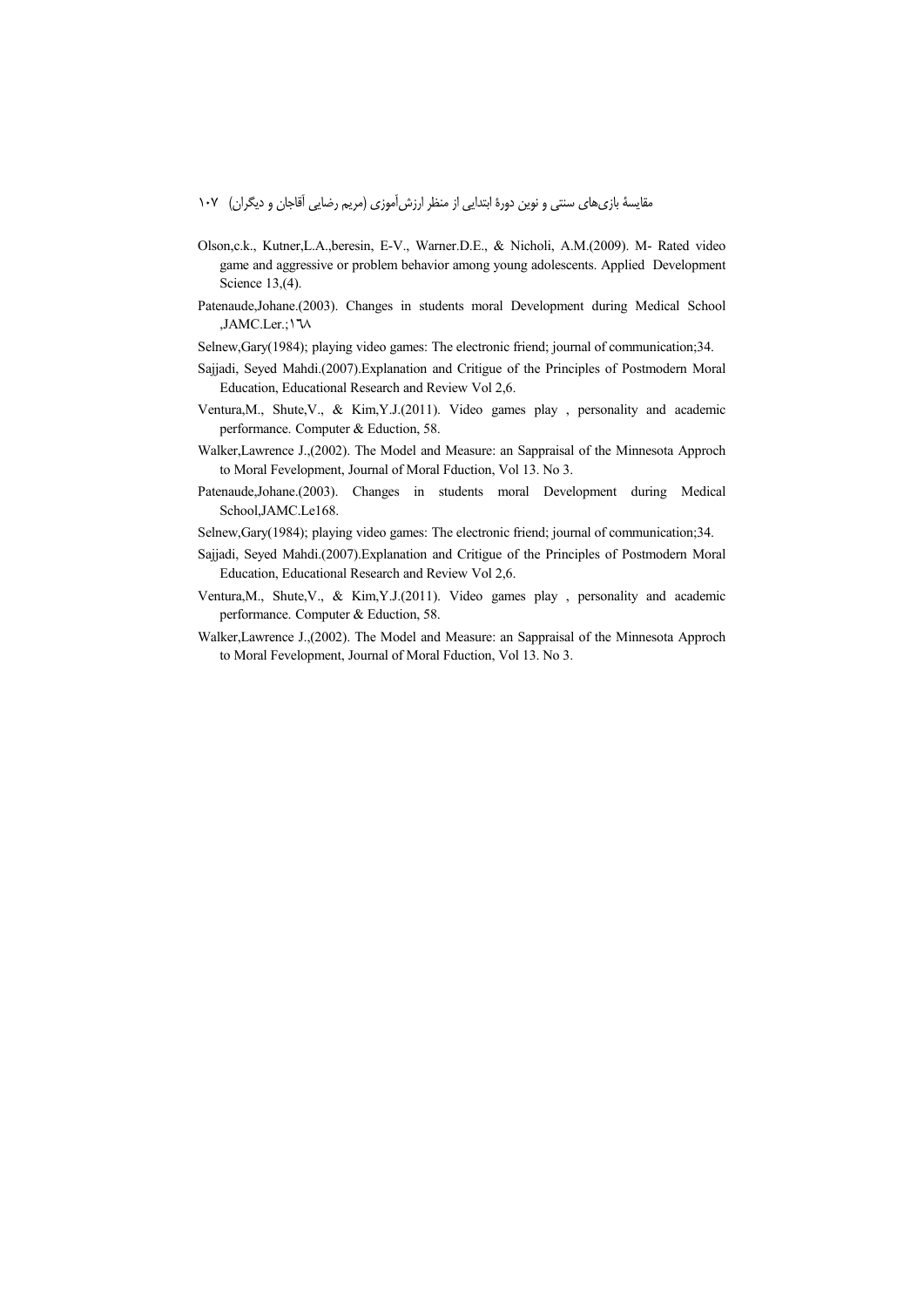Olson,c.k., Kutner,L.A.,beresin, E-V., Warner.D.E., & Nicholi, A.M.(2009). M- Rated video game and aggressive or problem behavior among young adolescents. Applied Development Science 13,(4).

Patenaude,Johane.(2003). Changes in students moral Development during Medical School ,JAMC.Ler.;١٦٨

Selnew,Gary(1984); playing video games: The electronic friend; journal of communication;34.

Sajjadi, Seyed Mahdi.(2007).Explanation and Critigue of the Principles of Postmodern Moral Education, Educational Research and Review Vol 2,6.

Ventura,M., Shute,V., & Kim,Y.J.(2011). Video games play , personality and academic performance. Computer & Eduction, 58.

Walker,Lawrence J.,(2002). The Model and Measure: an Sappraisal of the Minnesota Approch to Moral Fevelopment, Journal of Moral Fduction, Vol 13. No 3.

Patenaude,Johane.(2003). Changes in students moral Development during Medical School,JAMC.Le168.

Selnew,Gary(1984); playing video games: The electronic friend; journal of communication;34.

Sajjadi, Seyed Mahdi.(2007).Explanation and Critigue of the Principles of Postmodern Moral Education, Educational Research and Review Vol 2,6.

Ventura,M., Shute,V., & Kim,Y.J.(2011). Video games play , personality and academic performance. Computer & Eduction, 58.

Walker,Lawrence J.,(2002). The Model and Measure: an Sappraisal of the Minnesota Approch to Moral Fevelopment, Journal of Moral Fduction, Vol 13. No 3.